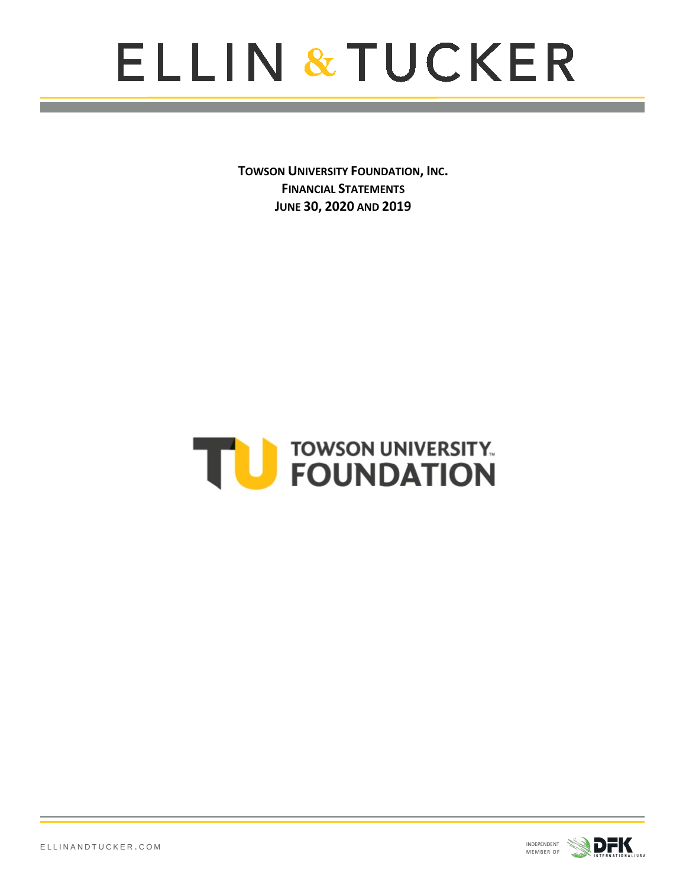# ELLIN & TUCKER

**TOWSON UNIVERSITY FOUNDATION, INC.**
**FINANCIAL STATEMENTS**
**JUNE 30, 2020 AND 2019**

TOWSON UNIVERSITY FOUNDATION

ELLINANDTUCKER.COM

INDEPENDENT MEMBER OF DFK INTERNATIONAL/USA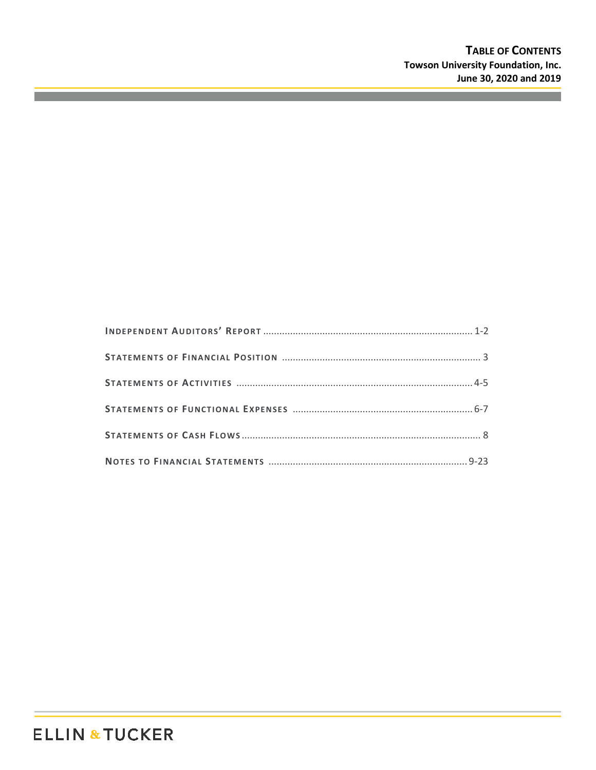# TABLE OF CONTENTS

**Towson University Foundation, Inc.**
**June 30, 2020 and 2019**

| | |
|---|---|
| **INDEPENDENT AUDITORS' REPORT** | 1-2 |
| **STATEMENTS OF FINANCIAL POSITION** | 3 |
| **STATEMENTS OF ACTIVITIES** | 4-5 |
| **STATEMENTS OF FUNCTIONAL EXPENSES** | 6-7 |
| **STATEMENTS OF CASH FLOWS** | 8 |
| **NOTES TO FINANCIAL STATEMENTS** | 9-23 |

ELLIN & TUCKER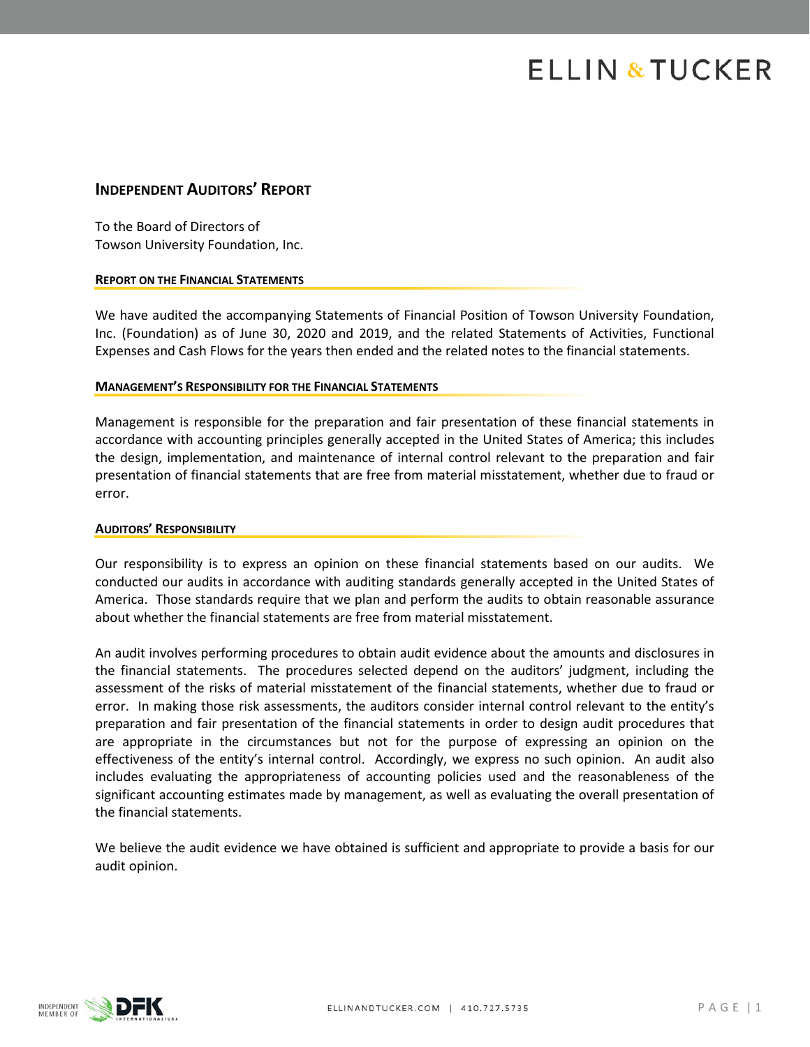## INDEPENDENT AUDITORS' REPORT

To the Board of Directors of
Towson University Foundation, Inc.

### REPORT ON THE FINANCIAL STATEMENTS

We have audited the accompanying Statements of Financial Position of Towson University Foundation, Inc. (Foundation) as of June 30, 2020 and 2019, and the related Statements of Activities, Functional Expenses and Cash Flows for the years then ended and the related notes to the financial statements.

### MANAGEMENT'S RESPONSIBILITY FOR THE FINANCIAL STATEMENTS

Management is responsible for the preparation and fair presentation of these financial statements in accordance with accounting principles generally accepted in the United States of America; this includes the design, implementation, and maintenance of internal control relevant to the preparation and fair presentation of financial statements that are free from material misstatement, whether due to fraud or error.

### AUDITORS' RESPONSIBILITY

Our responsibility is to express an opinion on these financial statements based on our audits. We conducted our audits in accordance with auditing standards generally accepted in the United States of America. Those standards require that we plan and perform the audits to obtain reasonable assurance about whether the financial statements are free from material misstatement.

An audit involves performing procedures to obtain audit evidence about the amounts and disclosures in the financial statements. The procedures selected depend on the auditors' judgment, including the assessment of the risks of material misstatement of the financial statements, whether due to fraud or error. In making those risk assessments, the auditors consider internal control relevant to the entity's preparation and fair presentation of the financial statements in order to design audit procedures that are appropriate in the circumstances but not for the purpose of expressing an opinion on the effectiveness of the entity's internal control. Accordingly, we express no such opinion. An audit also includes evaluating the appropriateness of accounting policies used and the reasonableness of the significant accounting estimates made by management, as well as evaluating the overall presentation of the financial statements.

We believe the audit evidence we have obtained is sufficient and appropriate to provide a basis for our audit opinion.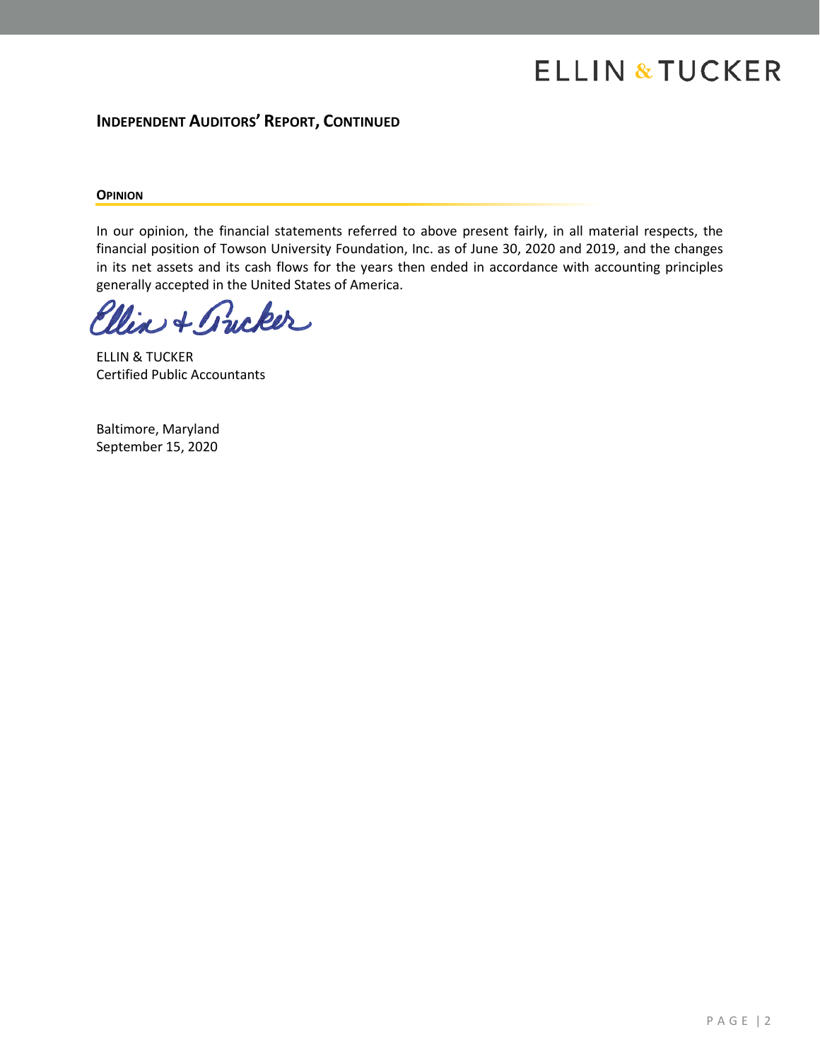## Independent Auditors' Report, Continued

### Opinion

In our opinion, the financial statements referred to above present fairly, in all material respects, the financial position of Towson University Foundation, Inc. as of June 30, 2020 and 2019, and the changes in its net assets and its cash flows for the years then ended in accordance with accounting principles generally accepted in the United States of America.

ELLIN & TUCKER
Certified Public Accountants

Baltimore, Maryland
September 15, 2020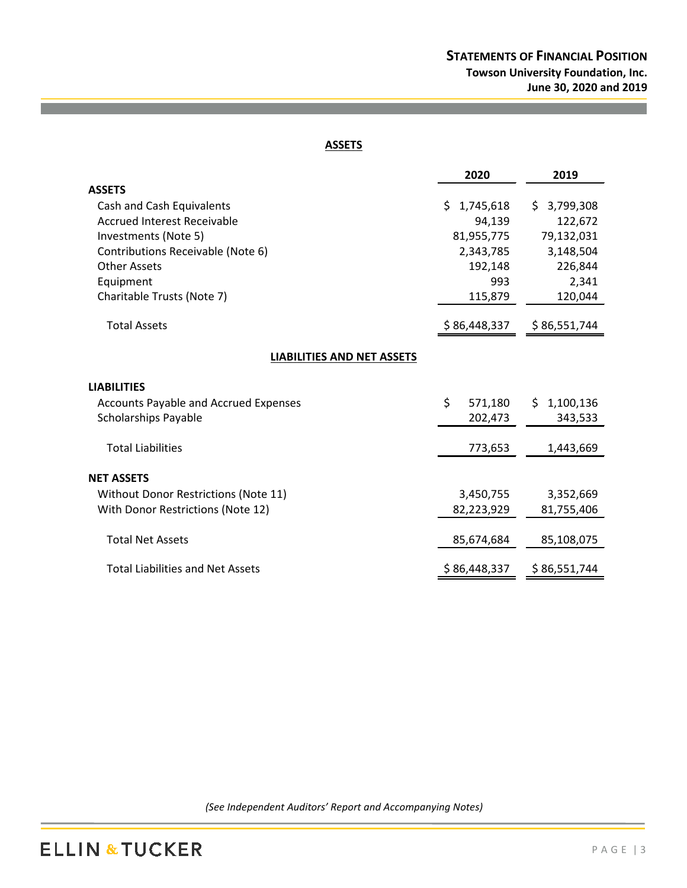# STATEMENTS OF FINANCIAL POSITION

**Towson University Foundation, Inc.**
**June 30, 2020 and 2019**

## ASSETS

| | 2020 | 2019 |
|---|---|---|
| **ASSETS** | | |
| Cash and Cash Equivalents | $ 1,745,618 | $ 3,799,308 |
| Accrued Interest Receivable | 94,139 | 122,672 |
| Investments (Note 5) | 81,955,775 | 79,132,031 |
| Contributions Receivable (Note 6) | 2,343,785 | 3,148,504 |
| Other Assets | 192,148 | 226,844 |
| Equipment | 993 | 2,341 |
| Charitable Trusts (Note 7) | 115,879 | 120,044 |
| Total Assets | $ 86,448,337 | $ 86,551,744 |

## LIABILITIES AND NET ASSETS

| | 2020 | 2019 |
|---|---|---|
| **LIABILITIES** | | |
| Accounts Payable and Accrued Expenses | $ 571,180 | $ 1,100,136 |
| Scholarships Payable | 202,473 | 343,533 |
| Total Liabilities | 773,653 | 1,443,669 |
| **NET ASSETS** | | |
| Without Donor Restrictions (Note 11) | 3,450,755 | 3,352,669 |
| With Donor Restrictions (Note 12) | 82,223,929 | 81,755,406 |
| Total Net Assets | 85,674,684 | 85,108,075 |
| Total Liabilities and Net Assets | $ 86,448,337 | $ 86,551,744 |

*(See Independent Auditors' Report and Accompanying Notes)*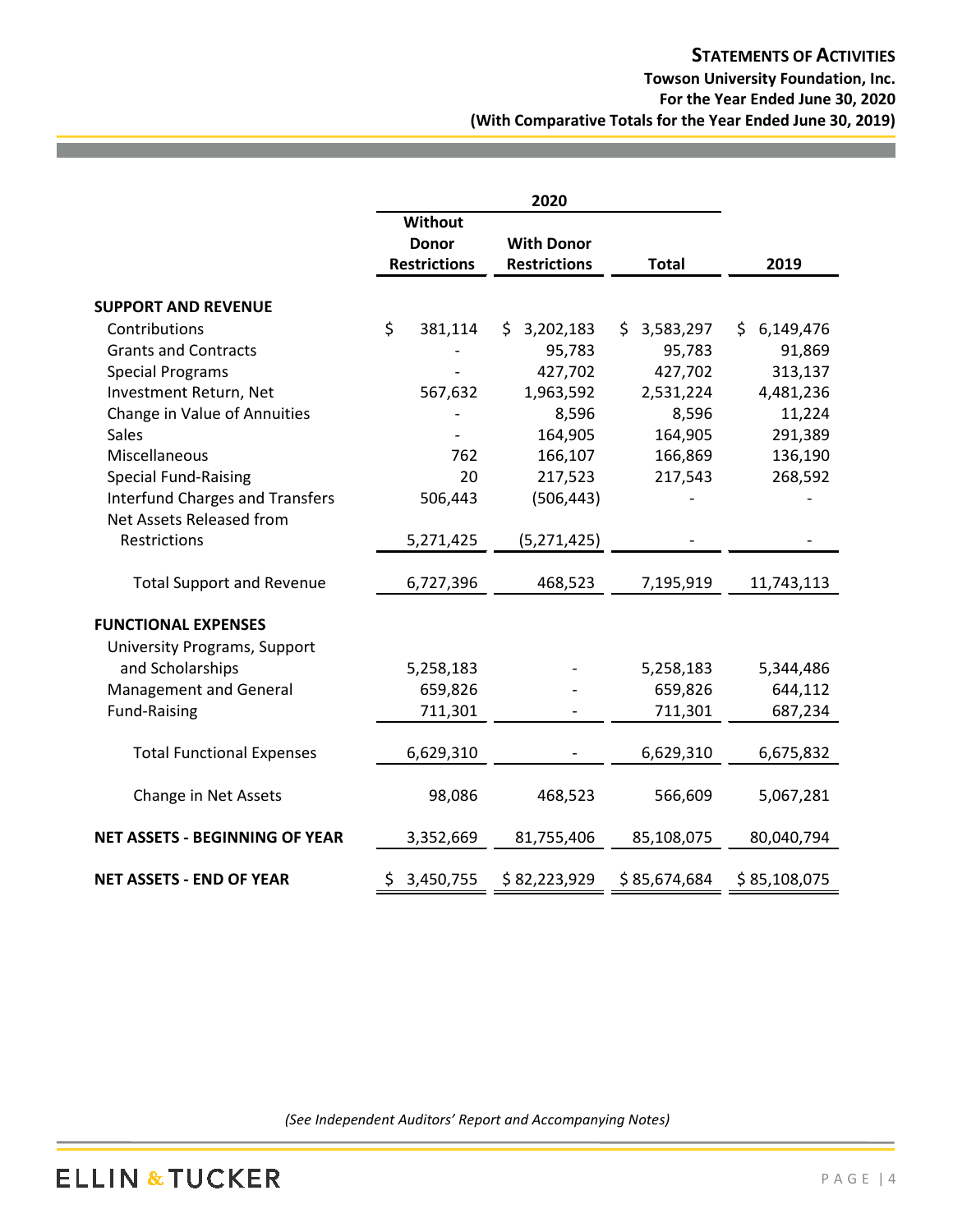# STATEMENTS OF ACTIVITIES

**Towson University Foundation, Inc.**
**For the Year Ended June 30, 2020**
**(With Comparative Totals for the Year Ended June 30, 2019)**

| | 2020 | | | |
|---|---|---|---|---|
| | **Without Donor Restrictions** | **With Donor Restrictions** | **Total** | **2019** |
| **SUPPORT AND REVENUE** | | | | |
| Contributions | $ 381,114 | $ 3,202,183 | $ 3,583,297 | $ 6,149,476 |
| Grants and Contracts | - | 95,783 | 95,783 | 91,869 |
| Special Programs | - | 427,702 | 427,702 | 313,137 |
| Investment Return, Net | 567,632 | 1,963,592 | 2,531,224 | 4,481,236 |
| Change in Value of Annuities | - | 8,596 | 8,596 | 11,224 |
| Sales | - | 164,905 | 164,905 | 291,389 |
| Miscellaneous | 762 | 166,107 | 166,869 | 136,190 |
| Special Fund-Raising | 20 | 217,523 | 217,543 | 268,592 |
| Interfund Charges and Transfers | 506,443 | (506,443) | - | - |
| Net Assets Released from Restrictions | 5,271,425 | (5,271,425) | - | - |
| Total Support and Revenue | 6,727,396 | 468,523 | 7,195,919 | 11,743,113 |
| **FUNCTIONAL EXPENSES** | | | | |
| University Programs, Support and Scholarships | 5,258,183 | - | 5,258,183 | 5,344,486 |
| Management and General | 659,826 | - | 659,826 | 644,112 |
| Fund-Raising | 711,301 | - | 711,301 | 687,234 |
| Total Functional Expenses | 6,629,310 | - | 6,629,310 | 6,675,832 |
| Change in Net Assets | 98,086 | 468,523 | 566,609 | 5,067,281 |
| **NET ASSETS - BEGINNING OF YEAR** | 3,352,669 | 81,755,406 | 85,108,075 | 80,040,794 |
| **NET ASSETS - END OF YEAR** | $ 3,450,755 | $ 82,223,929 | $ 85,674,684 | $ 85,108,075 |

*(See Independent Auditors' Report and Accompanying Notes)*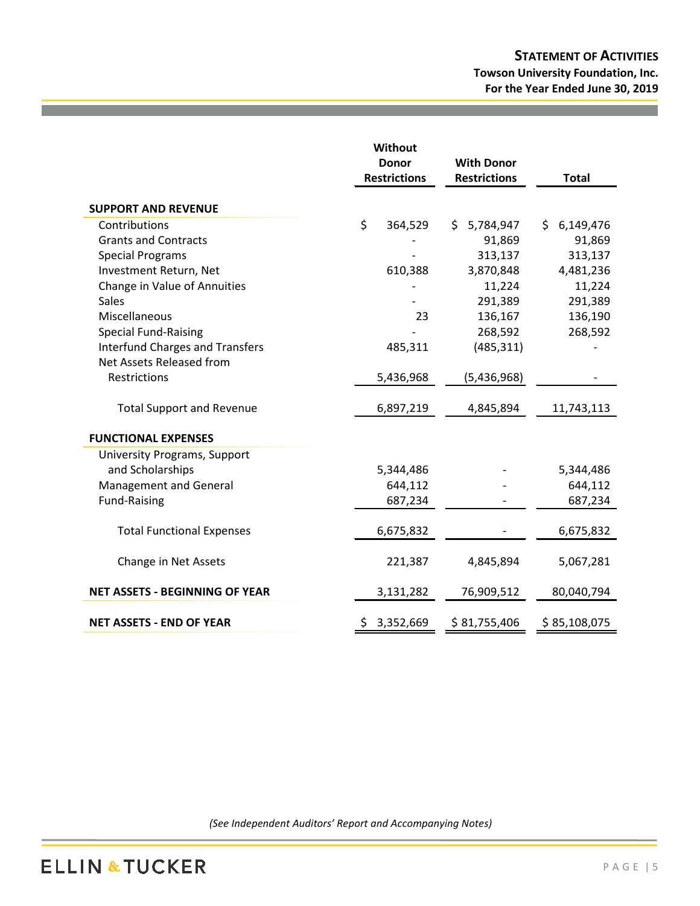# STATEMENT OF ACTIVITIES

**Towson University Foundation, Inc.**
**For the Year Ended June 30, 2019**

| | Without Donor Restrictions | With Donor Restrictions | Total |
|---|---|---|---|
| **SUPPORT AND REVENUE** | | | |
| Contributions | $ 364,529 | $ 5,784,947 | $ 6,149,476 |
| Grants and Contracts | - | 91,869 | 91,869 |
| Special Programs | - | 313,137 | 313,137 |
| Investment Return, Net | 610,388 | 3,870,848 | 4,481,236 |
| Change in Value of Annuities | - | 11,224 | 11,224 |
| Sales | - | 291,389 | 291,389 |
| Miscellaneous | 23 | 136,167 | 136,190 |
| Special Fund-Raising | - | 268,592 | 268,592 |
| Interfund Charges and Transfers | 485,311 | (485,311) | - |
| Net Assets Released from Restrictions | 5,436,968 | (5,436,968) | - |
| Total Support and Revenue | 6,897,219 | 4,845,894 | 11,743,113 |
| **FUNCTIONAL EXPENSES** | | | |
| University Programs, Support and Scholarships | 5,344,486 | - | 5,344,486 |
| Management and General | 644,112 | - | 644,112 |
| Fund-Raising | 687,234 | - | 687,234 |
| Total Functional Expenses | 6,675,832 | - | 6,675,832 |
| Change in Net Assets | 221,387 | 4,845,894 | 5,067,281 |
| **NET ASSETS - BEGINNING OF YEAR** | 3,131,282 | 76,909,512 | 80,040,794 |
| **NET ASSETS - END OF YEAR** | $ 3,352,669 | $ 81,755,406 | $ 85,108,075 |

*(See Independent Auditors' Report and Accompanying Notes)*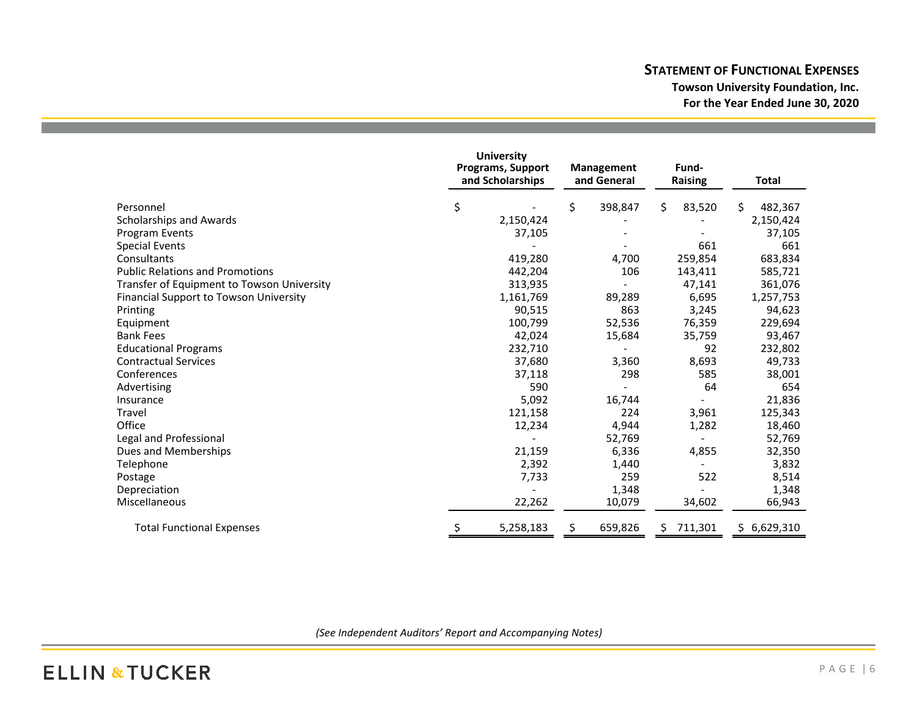# STATEMENT OF FUNCTIONAL EXPENSES

**Towson University Foundation, Inc.**

**For the Year Ended June 30, 2020**

| | University Programs, Support and Scholarships | Management and General | Fund-Raising | Total |
|---|---|---|---|---|
| Personnel | $ - | $ 398,847 | $ 83,520 | $ 482,367 |
| Scholarships and Awards | 2,150,424 | - | - | 2,150,424 |
| Program Events | 37,105 | - | - | 37,105 |
| Special Events | - | - | 661 | 661 |
| Consultants | 419,280 | 4,700 | 259,854 | 683,834 |
| Public Relations and Promotions | 442,204 | 106 | 143,411 | 585,721 |
| Transfer of Equipment to Towson University | 313,935 | - | 47,141 | 361,076 |
| Financial Support to Towson University | 1,161,769 | 89,289 | 6,695 | 1,257,753 |
| Printing | 90,515 | 863 | 3,245 | 94,623 |
| Equipment | 100,799 | 52,536 | 76,359 | 229,694 |
| Bank Fees | 42,024 | 15,684 | 35,759 | 93,467 |
| Educational Programs | 232,710 | - | 92 | 232,802 |
| Contractual Services | 37,680 | 3,360 | 8,693 | 49,733 |
| Conferences | 37,118 | 298 | 585 | 38,001 |
| Advertising | 590 | - | 64 | 654 |
| Insurance | 5,092 | 16,744 | - | 21,836 |
| Travel | 121,158 | 224 | 3,961 | 125,343 |
| Office | 12,234 | 4,944 | 1,282 | 18,460 |
| Legal and Professional | - | 52,769 | - | 52,769 |
| Dues and Memberships | 21,159 | 6,336 | 4,855 | 32,350 |
| Telephone | 2,392 | 1,440 | - | 3,832 |
| Postage | 7,733 | 259 | 522 | 8,514 |
| Depreciation | - | 1,348 | - | 1,348 |
| Miscellaneous | 22,262 | 10,079 | 34,602 | 66,943 |
| Total Functional Expenses | $ 5,258,183 | $ 659,826 | $ 711,301 | $ 6,629,310 |

*(See Independent Auditors' Report and Accompanying Notes)*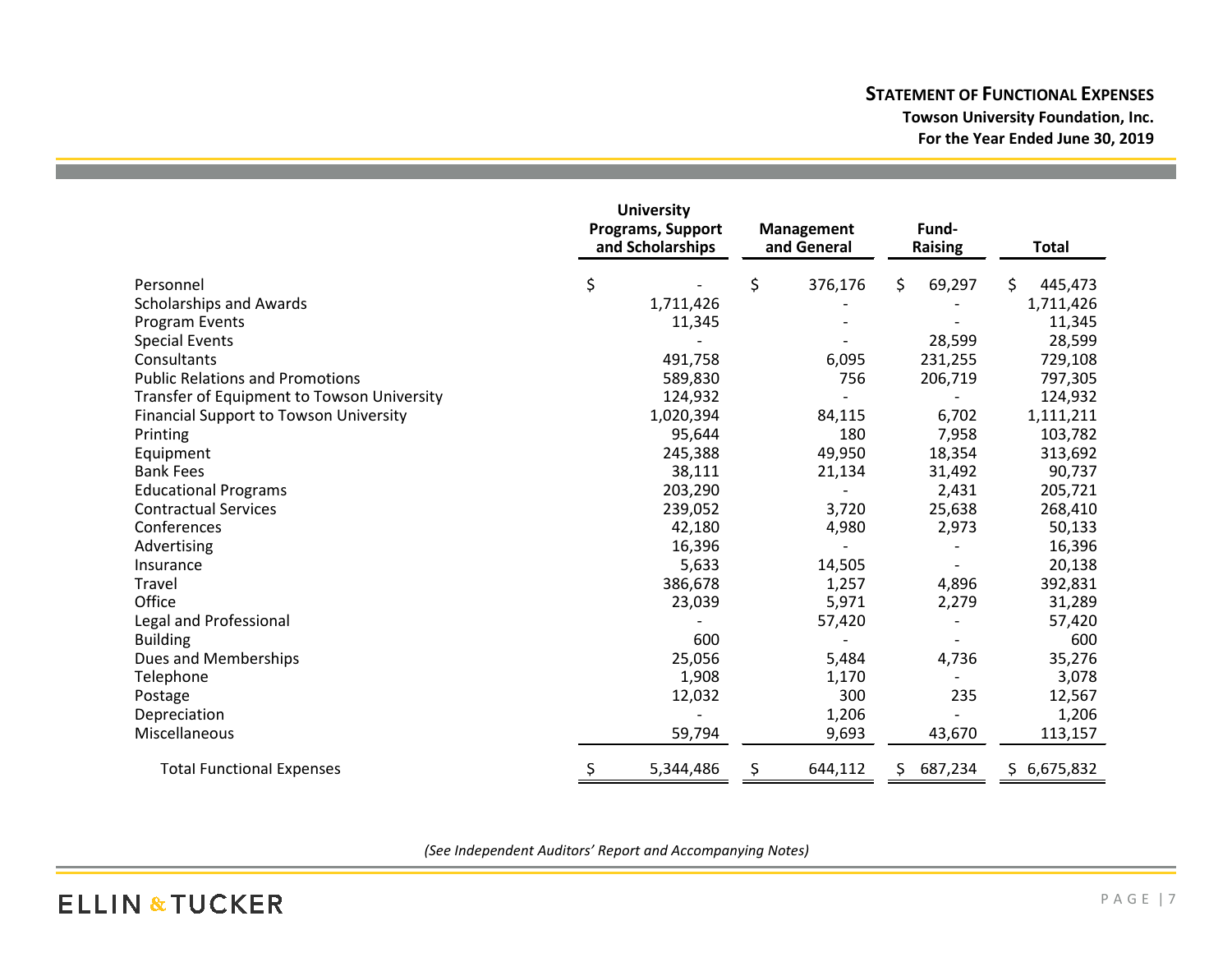## STATEMENT OF FUNCTIONAL EXPENSES

**Towson University Foundation, Inc.**

**For the Year Ended June 30, 2019**

| | University Programs, Support and Scholarships | Management and General | Fund-Raising | Total |
|---|---|---|---|---|
| Personnel | $ - | $ 376,176 | $ 69,297 | $ 445,473 |
| Scholarships and Awards | 1,711,426 | - | - | 1,711,426 |
| Program Events | 11,345 | - | - | 11,345 |
| Special Events | - | - | 28,599 | 28,599 |
| Consultants | 491,758 | 6,095 | 231,255 | 729,108 |
| Public Relations and Promotions | 589,830 | 756 | 206,719 | 797,305 |
| Transfer of Equipment to Towson University | 124,932 | - | - | 124,932 |
| Financial Support to Towson University | 1,020,394 | 84,115 | 6,702 | 1,111,211 |
| Printing | 95,644 | 180 | 7,958 | 103,782 |
| Equipment | 245,388 | 49,950 | 18,354 | 313,692 |
| Bank Fees | 38,111 | 21,134 | 31,492 | 90,737 |
| Educational Programs | 203,290 | - | 2,431 | 205,721 |
| Contractual Services | 239,052 | 3,720 | 25,638 | 268,410 |
| Conferences | 42,180 | 4,980 | 2,973 | 50,133 |
| Advertising | 16,396 | - | - | 16,396 |
| Insurance | 5,633 | 14,505 | - | 20,138 |
| Travel | 386,678 | 1,257 | 4,896 | 392,831 |
| Office | 23,039 | 5,971 | 2,279 | 31,289 |
| Legal and Professional | - | 57,420 | - | 57,420 |
| Building | 600 | - | - | 600 |
| Dues and Memberships | 25,056 | 5,484 | 4,736 | 35,276 |
| Telephone | 1,908 | 1,170 | - | 3,078 |
| Postage | 12,032 | 300 | 235 | 12,567 |
| Depreciation | - | 1,206 | - | 1,206 |
| Miscellaneous | 59,794 | 9,693 | 43,670 | 113,157 |
| Total Functional Expenses | $ 5,344,486 | $ 644,112 | $ 687,234 | $ 6,675,832 |

*(See Independent Auditors' Report and Accompanying Notes)*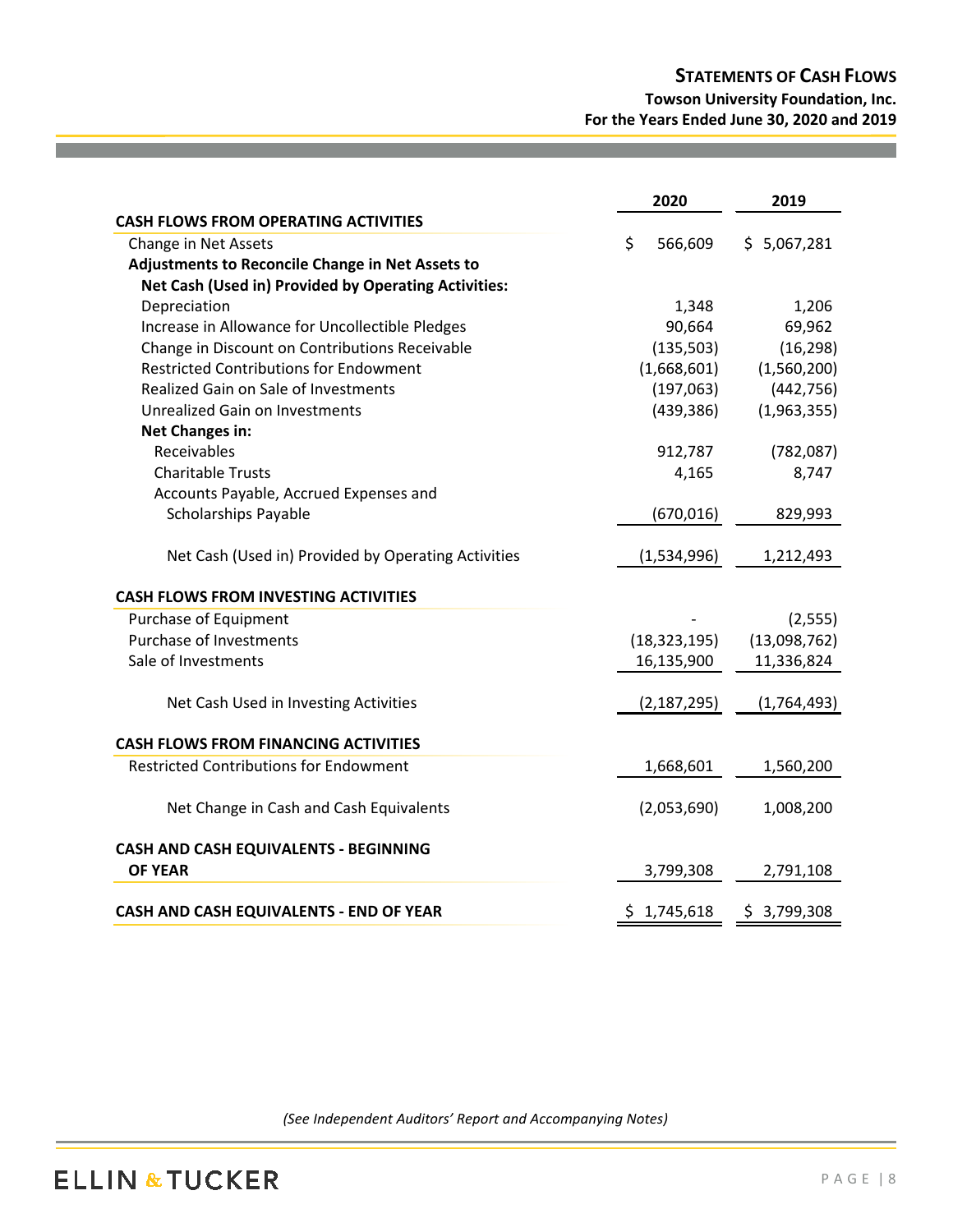# STATEMENTS OF CASH FLOWS

**Towson University Foundation, Inc.**
**For the Years Ended June 30, 2020 and 2019**

| | 2020 | 2019 |
|---|---|---|
| **CASH FLOWS FROM OPERATING ACTIVITIES** | | |
| Change in Net Assets | $ 566,609 | $ 5,067,281 |
| **Adjustments to Reconcile Change in Net Assets to Net Cash (Used in) Provided by Operating Activities:** | | |
| Depreciation | 1,348 | 1,206 |
| Increase in Allowance for Uncollectible Pledges | 90,664 | 69,962 |
| Change in Discount on Contributions Receivable | (135,503) | (16,298) |
| Restricted Contributions for Endowment | (1,668,601) | (1,560,200) |
| Realized Gain on Sale of Investments | (197,063) | (442,756) |
| Unrealized Gain on Investments | (439,386) | (1,963,355) |
| **Net Changes in:** | | |
| Receivables | 912,787 | (782,087) |
| Charitable Trusts | 4,165 | 8,747 |
| Accounts Payable, Accrued Expenses and Scholarships Payable | (670,016) | 829,993 |
| Net Cash (Used in) Provided by Operating Activities | (1,534,996) | 1,212,493 |
| **CASH FLOWS FROM INVESTING ACTIVITIES** | | |
| Purchase of Equipment | - | (2,555) |
| Purchase of Investments | (18,323,195) | (13,098,762) |
| Sale of Investments | 16,135,900 | 11,336,824 |
| Net Cash Used in Investing Activities | (2,187,295) | (1,764,493) |
| **CASH FLOWS FROM FINANCING ACTIVITIES** | | |
| Restricted Contributions for Endowment | 1,668,601 | 1,560,200 |
| Net Change in Cash and Cash Equivalents | (2,053,690) | 1,008,200 |
| **CASH AND CASH EQUIVALENTS - BEGINNING OF YEAR** | 3,799,308 | 2,791,108 |
| **CASH AND CASH EQUIVALENTS - END OF YEAR** | $ 1,745,618 | $ 3,799,308 |

*(See Independent Auditors' Report and Accompanying Notes)*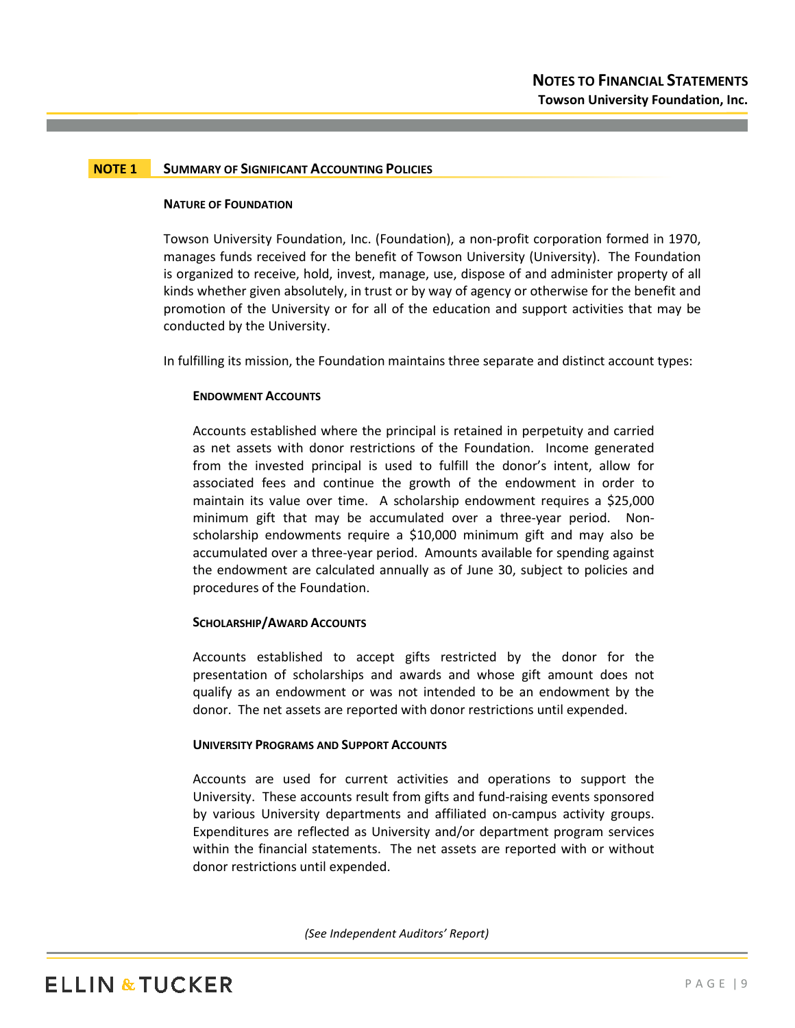## NOTE 1 SUMMARY OF SIGNIFICANT ACCOUNTING POLICIES

### NATURE OF FOUNDATION

Towson University Foundation, Inc. (Foundation), a non-profit corporation formed in 1970, manages funds received for the benefit of Towson University (University). The Foundation is organized to receive, hold, invest, manage, use, dispose of and administer property of all kinds whether given absolutely, in trust or by way of agency or otherwise for the benefit and promotion of the University or for all of the education and support activities that may be conducted by the University.

In fulfilling its mission, the Foundation maintains three separate and distinct account types:

#### ENDOWMENT ACCOUNTS

Accounts established where the principal is retained in perpetuity and carried as net assets with donor restrictions of the Foundation. Income generated from the invested principal is used to fulfill the donor's intent, allow for associated fees and continue the growth of the endowment in order to maintain its value over time. A scholarship endowment requires a $25,000 minimum gift that may be accumulated over a three-year period. Non-scholarship endowments require a $10,000 minimum gift and may also be accumulated over a three-year period. Amounts available for spending against the endowment are calculated annually as of June 30, subject to policies and procedures of the Foundation.

#### SCHOLARSHIP/AWARD ACCOUNTS

Accounts established to accept gifts restricted by the donor for the presentation of scholarships and awards and whose gift amount does not qualify as an endowment or was not intended to be an endowment by the donor. The net assets are reported with donor restrictions until expended.

#### UNIVERSITY PROGRAMS AND SUPPORT ACCOUNTS

Accounts are used for current activities and operations to support the University. These accounts result from gifts and fund-raising events sponsored by various University departments and affiliated on-campus activity groups. Expenditures are reflected as University and/or department program services within the financial statements. The net assets are reported with or without donor restrictions until expended.

*(See Independent Auditors' Report)*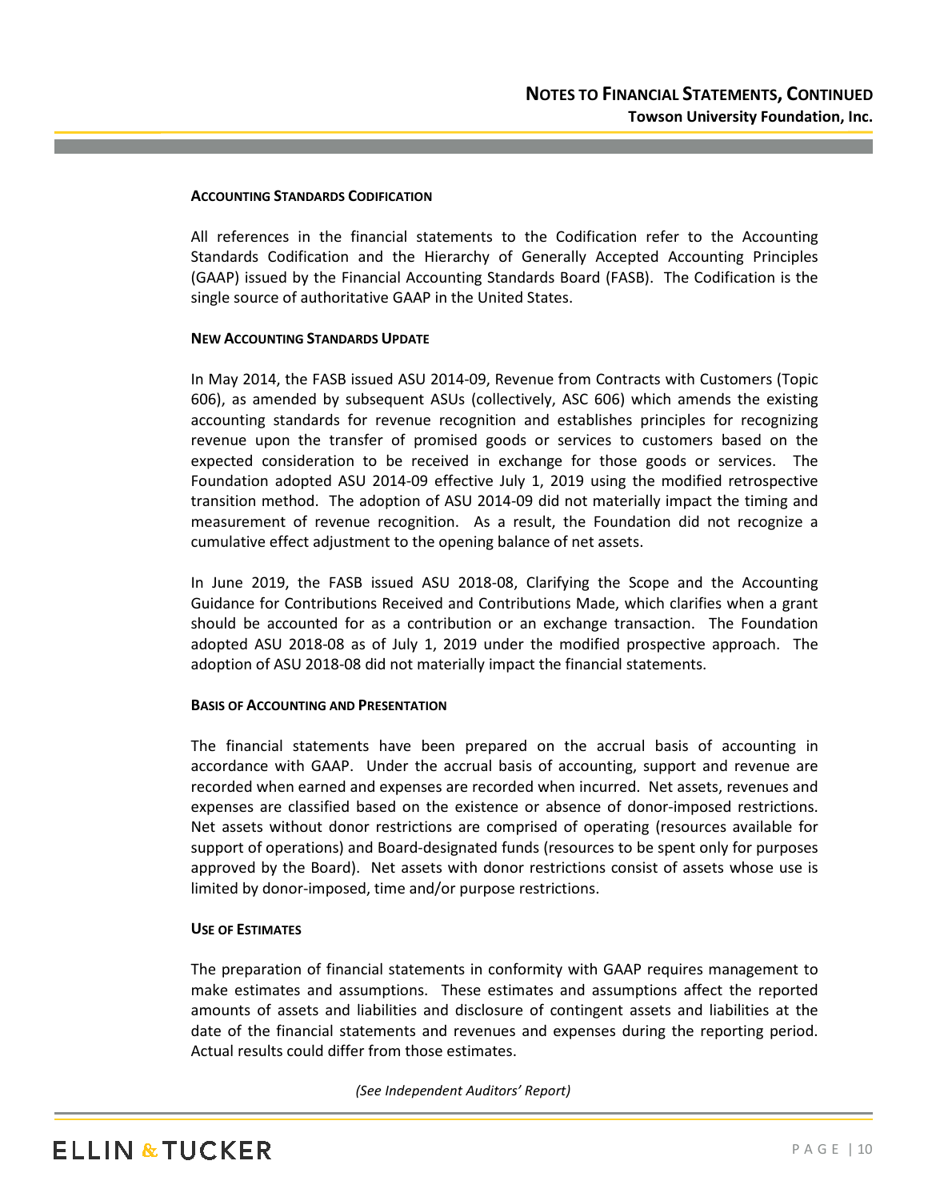#### Accounting Standards Codification

All references in the financial statements to the Codification refer to the Accounting Standards Codification and the Hierarchy of Generally Accepted Accounting Principles (GAAP) issued by the Financial Accounting Standards Board (FASB). The Codification is the single source of authoritative GAAP in the United States.

#### New Accounting Standards Update

In May 2014, the FASB issued ASU 2014-09, Revenue from Contracts with Customers (Topic 606), as amended by subsequent ASUs (collectively, ASC 606) which amends the existing accounting standards for revenue recognition and establishes principles for recognizing revenue upon the transfer of promised goods or services to customers based on the expected consideration to be received in exchange for those goods or services. The Foundation adopted ASU 2014-09 effective July 1, 2019 using the modified retrospective transition method. The adoption of ASU 2014-09 did not materially impact the timing and measurement of revenue recognition. As a result, the Foundation did not recognize a cumulative effect adjustment to the opening balance of net assets.

In June 2019, the FASB issued ASU 2018-08, Clarifying the Scope and the Accounting Guidance for Contributions Received and Contributions Made, which clarifies when a grant should be accounted for as a contribution or an exchange transaction. The Foundation adopted ASU 2018-08 as of July 1, 2019 under the modified prospective approach. The adoption of ASU 2018-08 did not materially impact the financial statements.

#### Basis of Accounting and Presentation

The financial statements have been prepared on the accrual basis of accounting in accordance with GAAP. Under the accrual basis of accounting, support and revenue are recorded when earned and expenses are recorded when incurred. Net assets, revenues and expenses are classified based on the existence or absence of donor-imposed restrictions. Net assets without donor restrictions are comprised of operating (resources available for support of operations) and Board-designated funds (resources to be spent only for purposes approved by the Board). Net assets with donor restrictions consist of assets whose use is limited by donor-imposed, time and/or purpose restrictions.

#### Use of Estimates

The preparation of financial statements in conformity with GAAP requires management to make estimates and assumptions. These estimates and assumptions affect the reported amounts of assets and liabilities and disclosure of contingent assets and liabilities at the date of the financial statements and revenues and expenses during the reporting period. Actual results could differ from those estimates.

*(See Independent Auditors' Report)*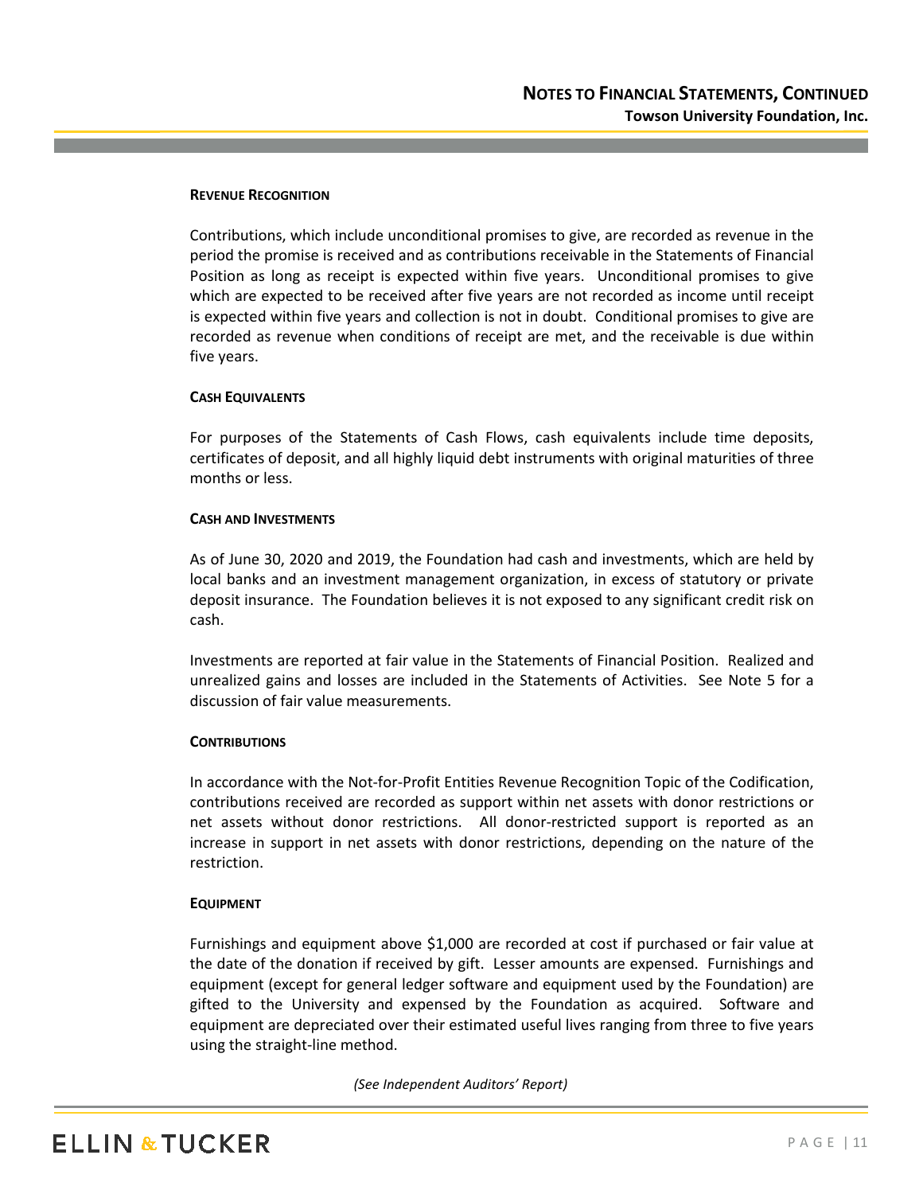#### Revenue Recognition

Contributions, which include unconditional promises to give, are recorded as revenue in the period the promise is received and as contributions receivable in the Statements of Financial Position as long as receipt is expected within five years. Unconditional promises to give which are expected to be received after five years are not recorded as income until receipt is expected within five years and collection is not in doubt. Conditional promises to give are recorded as revenue when conditions of receipt are met, and the receivable is due within five years.

#### Cash Equivalents

For purposes of the Statements of Cash Flows, cash equivalents include time deposits, certificates of deposit, and all highly liquid debt instruments with original maturities of three months or less.

#### Cash and Investments

As of June 30, 2020 and 2019, the Foundation had cash and investments, which are held by local banks and an investment management organization, in excess of statutory or private deposit insurance. The Foundation believes it is not exposed to any significant credit risk on cash.

Investments are reported at fair value in the Statements of Financial Position. Realized and unrealized gains and losses are included in the Statements of Activities. See Note 5 for a discussion of fair value measurements.

#### Contributions

In accordance with the Not-for-Profit Entities Revenue Recognition Topic of the Codification, contributions received are recorded as support within net assets with donor restrictions or net assets without donor restrictions. All donor-restricted support is reported as an increase in support in net assets with donor restrictions, depending on the nature of the restriction.

#### Equipment

Furnishings and equipment above $1,000 are recorded at cost if purchased or fair value at the date of the donation if received by gift. Lesser amounts are expensed. Furnishings and equipment (except for general ledger software and equipment used by the Foundation) are gifted to the University and expensed by the Foundation as acquired. Software and equipment are depreciated over their estimated useful lives ranging from three to five years using the straight-line method.

*(See Independent Auditors' Report)*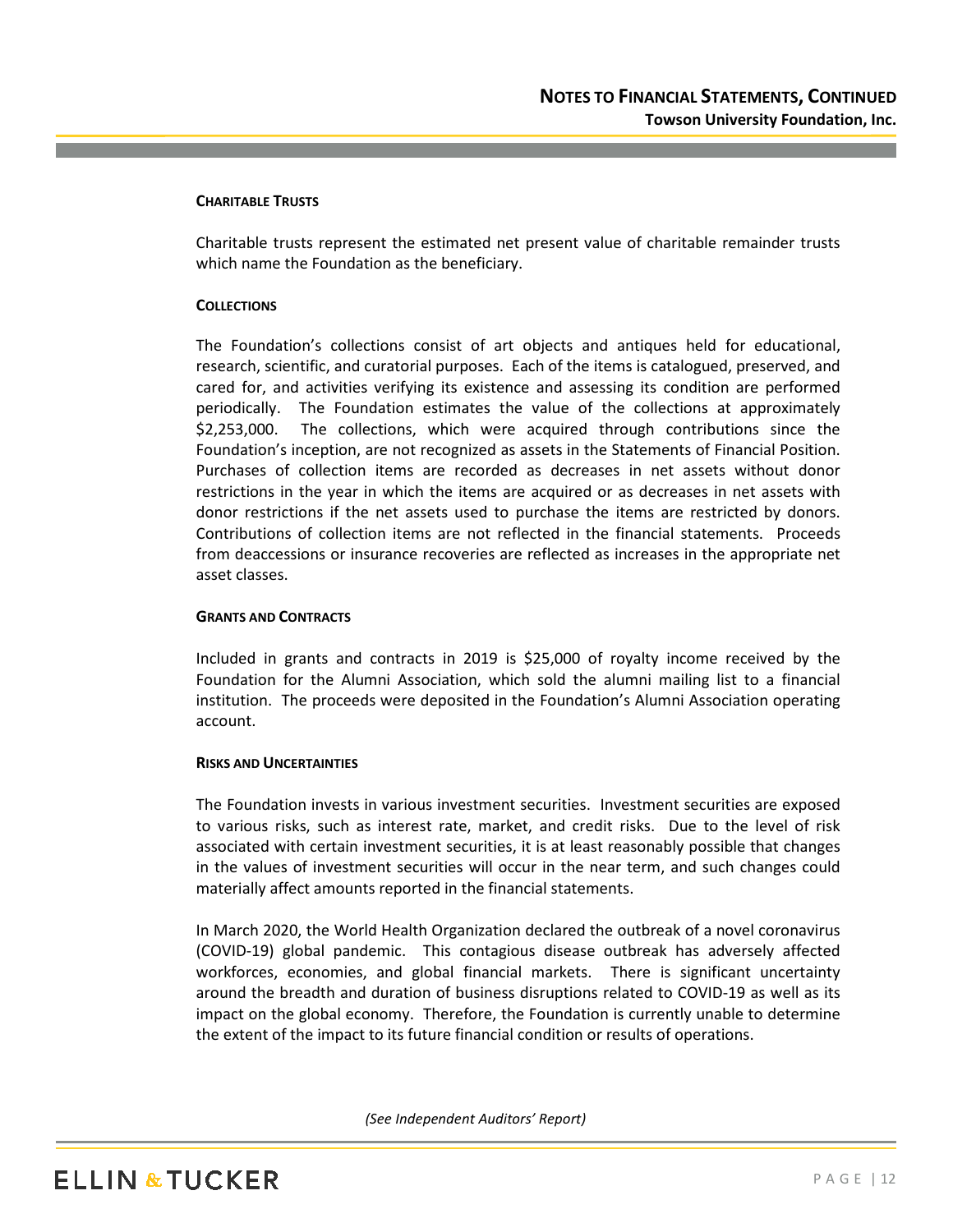#### Charitable Trusts

Charitable trusts represent the estimated net present value of charitable remainder trusts which name the Foundation as the beneficiary.

#### Collections

The Foundation's collections consist of art objects and antiques held for educational, research, scientific, and curatorial purposes. Each of the items is catalogued, preserved, and cared for, and activities verifying its existence and assessing its condition are performed periodically. The Foundation estimates the value of the collections at approximately $2,253,000. The collections, which were acquired through contributions since the Foundation's inception, are not recognized as assets in the Statements of Financial Position. Purchases of collection items are recorded as decreases in net assets without donor restrictions in the year in which the items are acquired or as decreases in net assets with donor restrictions if the net assets used to purchase the items are restricted by donors. Contributions of collection items are not reflected in the financial statements. Proceeds from deaccessions or insurance recoveries are reflected as increases in the appropriate net asset classes.

#### Grants and Contracts

Included in grants and contracts in 2019 is $25,000 of royalty income received by the Foundation for the Alumni Association, which sold the alumni mailing list to a financial institution. The proceeds were deposited in the Foundation's Alumni Association operating account.

#### Risks and Uncertainties

The Foundation invests in various investment securities. Investment securities are exposed to various risks, such as interest rate, market, and credit risks. Due to the level of risk associated with certain investment securities, it is at least reasonably possible that changes in the values of investment securities will occur in the near term, and such changes could materially affect amounts reported in the financial statements.

In March 2020, the World Health Organization declared the outbreak of a novel coronavirus (COVID-19) global pandemic. This contagious disease outbreak has adversely affected workforces, economies, and global financial markets. There is significant uncertainty around the breadth and duration of business disruptions related to COVID-19 as well as its impact on the global economy. Therefore, the Foundation is currently unable to determine the extent of the impact to its future financial condition or results of operations.

*(See Independent Auditors' Report)*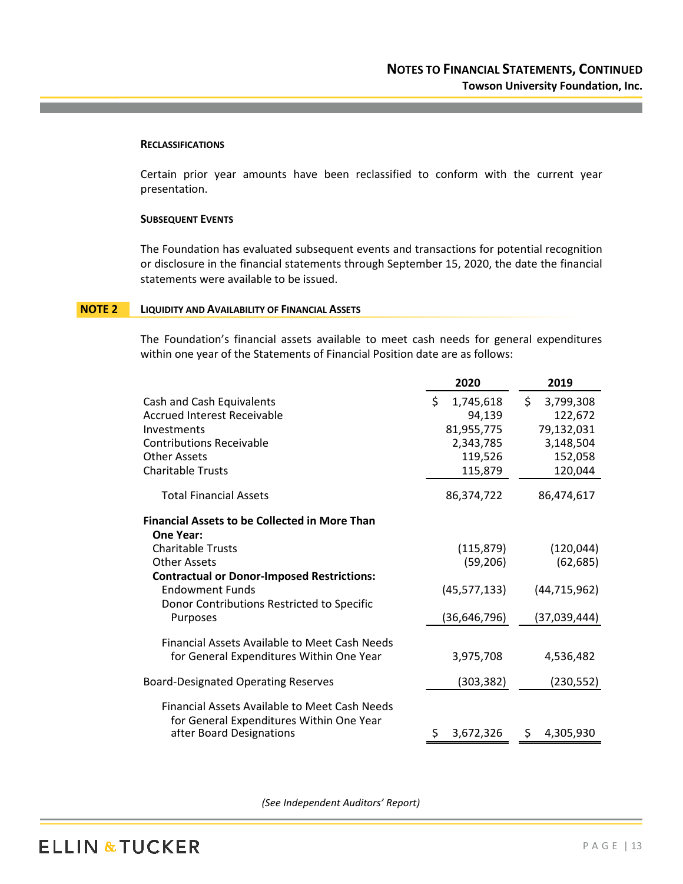#### RECLASSIFICATIONS

Certain prior year amounts have been reclassified to conform with the current year presentation.

#### SUBSEQUENT EVENTS

The Foundation has evaluated subsequent events and transactions for potential recognition or disclosure in the financial statements through September 15, 2020, the date the financial statements were available to be issued.

## NOTE 2 LIQUIDITY AND AVAILABILITY OF FINANCIAL ASSETS

The Foundation's financial assets available to meet cash needs for general expenditures within one year of the Statements of Financial Position date are as follows:

| | 2020 | 2019 |
|---|---|---|
| Cash and Cash Equivalents | $ 1,745,618 | $ 3,799,308 |
| Accrued Interest Receivable | 94,139 | 122,672 |
| Investments | 81,955,775 | 79,132,031 |
| Contributions Receivable | 2,343,785 | 3,148,504 |
| Other Assets | 119,526 | 152,058 |
| Charitable Trusts | 115,879 | 120,044 |
| Total Financial Assets | 86,374,722 | 86,474,617 |
| **Financial Assets to be Collected in More Than One Year:** | | |
| Charitable Trusts | (115,879) | (120,044) |
| Other Assets | (59,206) | (62,685) |
| **Contractual or Donor-Imposed Restrictions:** | | |
| Endowment Funds | (45,577,133) | (44,715,962) |
| Donor Contributions Restricted to Specific Purposes | (36,646,796) | (37,039,444) |
| Financial Assets Available to Meet Cash Needs for General Expenditures Within One Year | 3,975,708 | 4,536,482 |
| Board-Designated Operating Reserves | (303,382) | (230,552) |
| Financial Assets Available to Meet Cash Needs for General Expenditures Within One Year after Board Designations | $ 3,672,326 | $ 4,305,930 |

*(See Independent Auditors' Report)*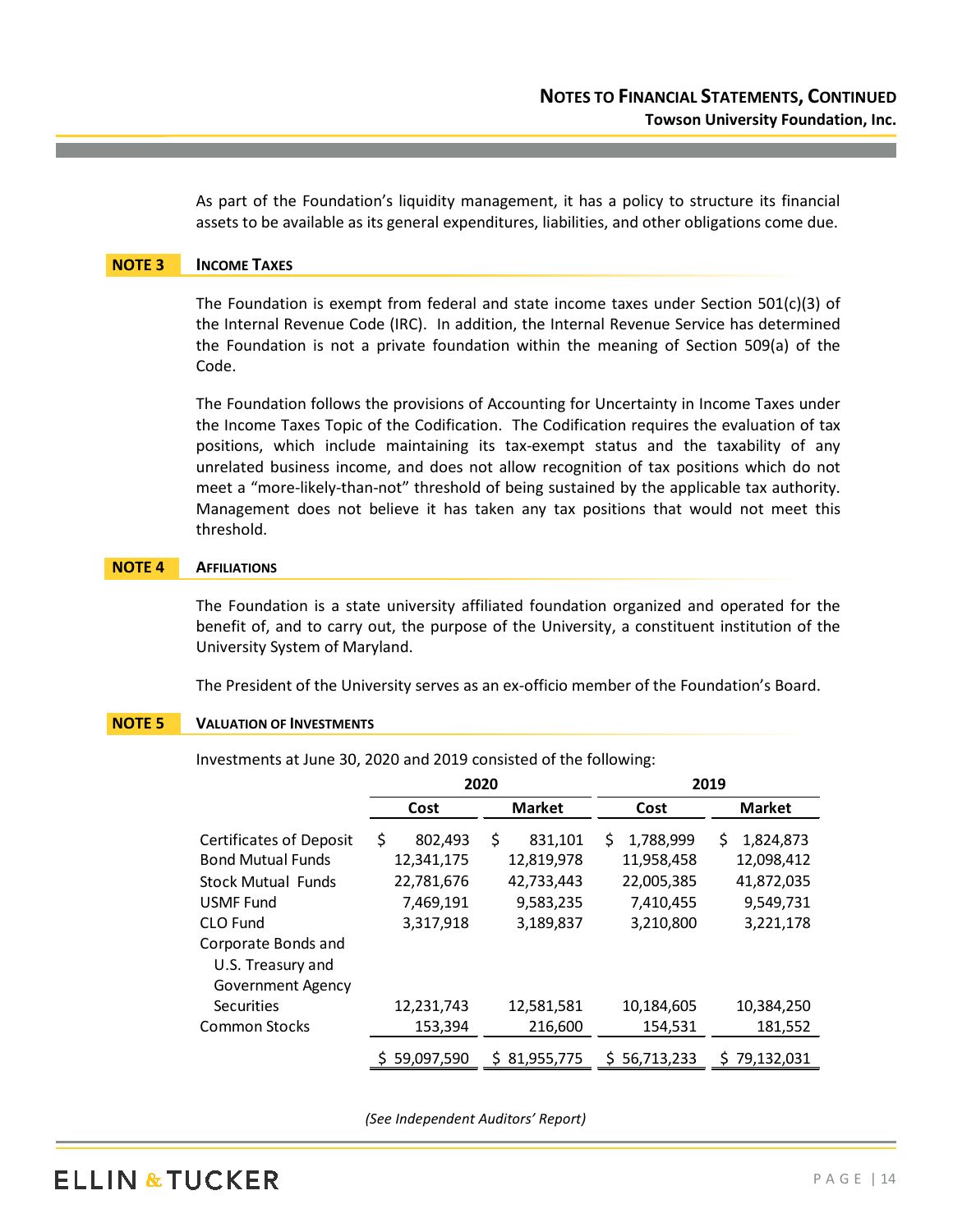As part of the Foundation's liquidity management, it has a policy to structure its financial assets to be available as its general expenditures, liabilities, and other obligations come due.

## NOTE 3 INCOME TAXES

The Foundation is exempt from federal and state income taxes under Section 501(c)(3) of the Internal Revenue Code (IRC). In addition, the Internal Revenue Service has determined the Foundation is not a private foundation within the meaning of Section 509(a) of the Code.

The Foundation follows the provisions of Accounting for Uncertainty in Income Taxes under the Income Taxes Topic of the Codification. The Codification requires the evaluation of tax positions, which include maintaining its tax-exempt status and the taxability of any unrelated business income, and does not allow recognition of tax positions which do not meet a "more-likely-than-not" threshold of being sustained by the applicable tax authority. Management does not believe it has taken any tax positions that would not meet this threshold.

## NOTE 4 AFFILIATIONS

The Foundation is a state university affiliated foundation organized and operated for the benefit of, and to carry out, the purpose of the University, a constituent institution of the University System of Maryland.

The President of the University serves as an ex-officio member of the Foundation's Board.

## NOTE 5 VALUATION OF INVESTMENTS

Investments at June 30, 2020 and 2019 consisted of the following:

| | 2020 | | 2019 | |
|---|---|---|---|---|
| | Cost | Market | Cost | Market |
| Certificates of Deposit | $ 802,493 | $ 831,101 | $ 1,788,999 | $ 1,824,873 |
| Bond Mutual Funds | 12,341,175 | 12,819,978 | 11,958,458 | 12,098,412 |
| Stock Mutual Funds | 22,781,676 | 42,733,443 | 22,005,385 | 41,872,035 |
| USMF Fund | 7,469,191 | 9,583,235 | 7,410,455 | 9,549,731 |
| CLO Fund | 3,317,918 | 3,189,837 | 3,210,800 | 3,221,178 |
| Corporate Bonds and U.S. Treasury and Government Agency Securities | 12,231,743 | 12,581,581 | 10,184,605 | 10,384,250 |
| Common Stocks | 153,394 | 216,600 | 154,531 | 181,552 |
| | $ 59,097,590 | $ 81,955,775 | $ 56,713,233 | $ 79,132,031 |

*(See Independent Auditors' Report)*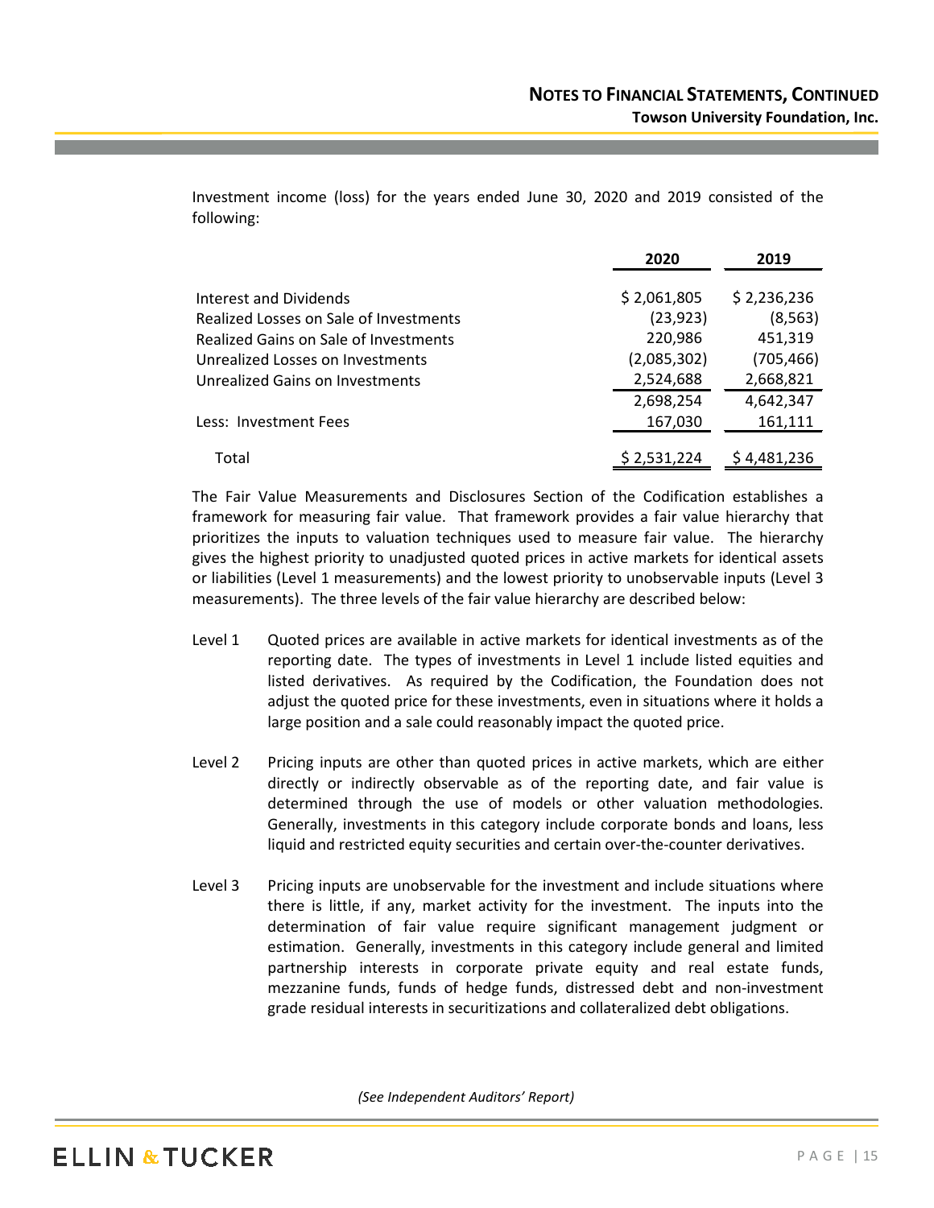Investment income (loss) for the years ended June 30, 2020 and 2019 consisted of the following:

| | 2020 | 2019 |
|---|---|---|
| Interest and Dividends | $ 2,061,805 | $ 2,236,236 |
| Realized Losses on Sale of Investments | (23,923) | (8,563) |
| Realized Gains on Sale of Investments | 220,986 | 451,319 |
| Unrealized Losses on Investments | (2,085,302) | (705,466) |
| Unrealized Gains on Investments | 2,524,688 | 2,668,821 |
| | 2,698,254 | 4,642,347 |
| Less: Investment Fees | 167,030 | 161,111 |
| Total | $ 2,531,224 | $ 4,481,236 |

The Fair Value Measurements and Disclosures Section of the Codification establishes a framework for measuring fair value. That framework provides a fair value hierarchy that prioritizes the inputs to valuation techniques used to measure fair value. The hierarchy gives the highest priority to unadjusted quoted prices in active markets for identical assets or liabilities (Level 1 measurements) and the lowest priority to unobservable inputs (Level 3 measurements). The three levels of the fair value hierarchy are described below:

Level 1 Quoted prices are available in active markets for identical investments as of the reporting date. The types of investments in Level 1 include listed equities and listed derivatives. As required by the Codification, the Foundation does not adjust the quoted price for these investments, even in situations where it holds a large position and a sale could reasonably impact the quoted price.

Level 2 Pricing inputs are other than quoted prices in active markets, which are either directly or indirectly observable as of the reporting date, and fair value is determined through the use of models or other valuation methodologies. Generally, investments in this category include corporate bonds and loans, less liquid and restricted equity securities and certain over-the-counter derivatives.

Level 3 Pricing inputs are unobservable for the investment and include situations where there is little, if any, market activity for the investment. The inputs into the determination of fair value require significant management judgment or estimation. Generally, investments in this category include general and limited partnership interests in corporate private equity and real estate funds, mezzanine funds, funds of hedge funds, distressed debt and non-investment grade residual interests in securitizations and collateralized debt obligations.

*(See Independent Auditors' Report)*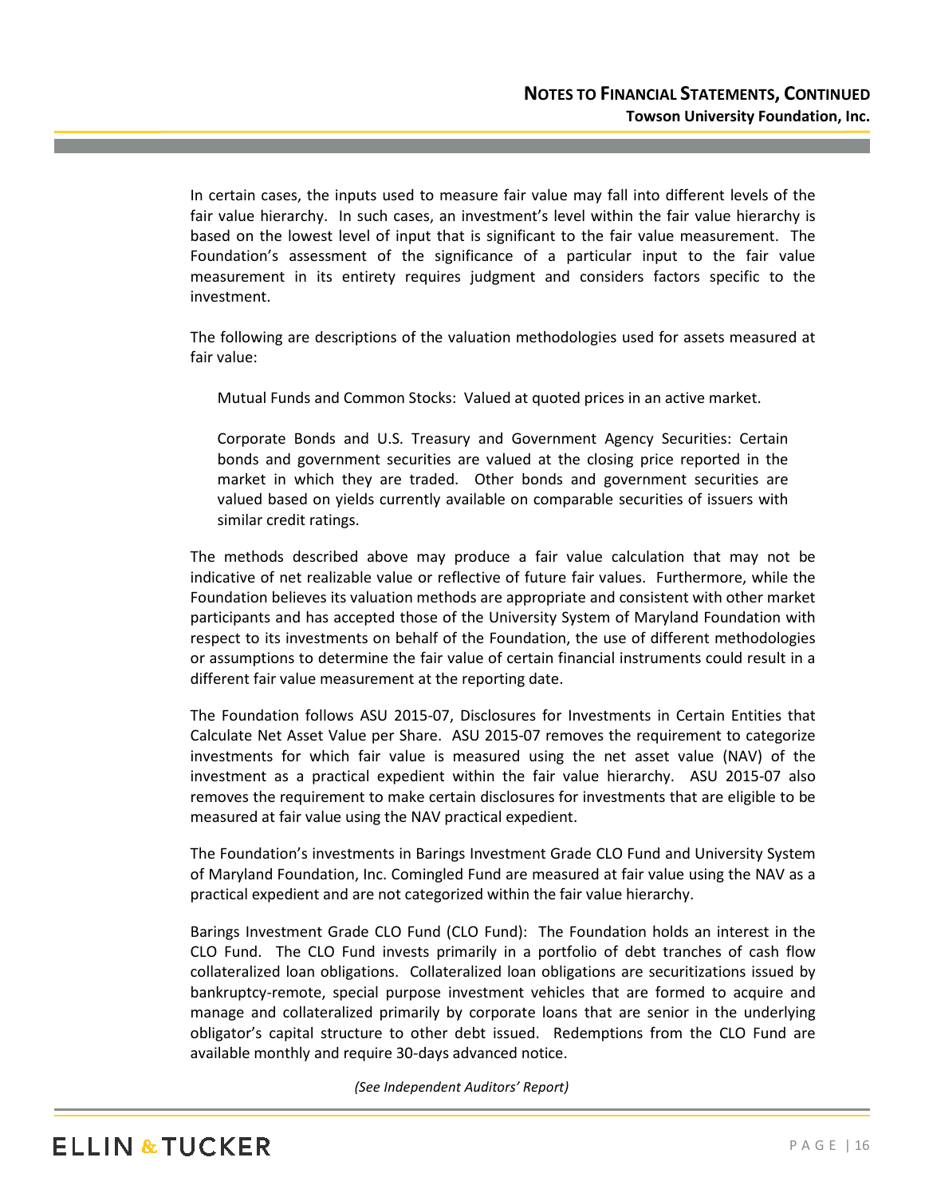In certain cases, the inputs used to measure fair value may fall into different levels of the fair value hierarchy. In such cases, an investment's level within the fair value hierarchy is based on the lowest level of input that is significant to the fair value measurement. The Foundation's assessment of the significance of a particular input to the fair value measurement in its entirety requires judgment and considers factors specific to the investment.

The following are descriptions of the valuation methodologies used for assets measured at fair value:

Mutual Funds and Common Stocks: Valued at quoted prices in an active market.

Corporate Bonds and U.S. Treasury and Government Agency Securities: Certain bonds and government securities are valued at the closing price reported in the market in which they are traded. Other bonds and government securities are valued based on yields currently available on comparable securities of issuers with similar credit ratings.

The methods described above may produce a fair value calculation that may not be indicative of net realizable value or reflective of future fair values. Furthermore, while the Foundation believes its valuation methods are appropriate and consistent with other market participants and has accepted those of the University System of Maryland Foundation with respect to its investments on behalf of the Foundation, the use of different methodologies or assumptions to determine the fair value of certain financial instruments could result in a different fair value measurement at the reporting date.

The Foundation follows ASU 2015-07, Disclosures for Investments in Certain Entities that Calculate Net Asset Value per Share. ASU 2015-07 removes the requirement to categorize investments for which fair value is measured using the net asset value (NAV) of the investment as a practical expedient within the fair value hierarchy. ASU 2015-07 also removes the requirement to make certain disclosures for investments that are eligible to be measured at fair value using the NAV practical expedient.

The Foundation's investments in Barings Investment Grade CLO Fund and University System of Maryland Foundation, Inc. Comingled Fund are measured at fair value using the NAV as a practical expedient and are not categorized within the fair value hierarchy.

Barings Investment Grade CLO Fund (CLO Fund): The Foundation holds an interest in the CLO Fund. The CLO Fund invests primarily in a portfolio of debt tranches of cash flow collateralized loan obligations. Collateralized loan obligations are securitizations issued by bankruptcy-remote, special purpose investment vehicles that are formed to acquire and manage and collateralized primarily by corporate loans that are senior in the underlying obligator's capital structure to other debt issued. Redemptions from the CLO Fund are available monthly and require 30-days advanced notice.

*(See Independent Auditors' Report)*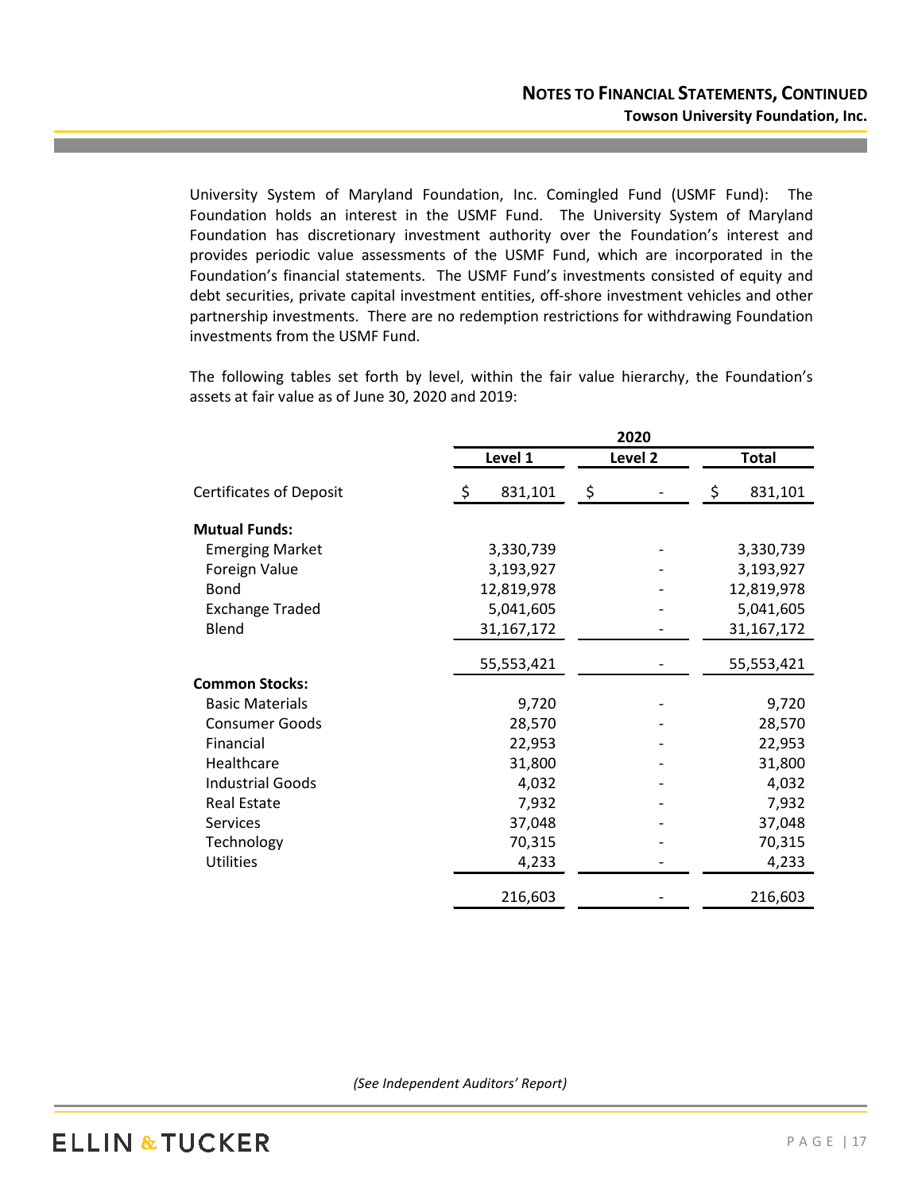University System of Maryland Foundation, Inc. Comingled Fund (USMF Fund): The Foundation holds an interest in the USMF Fund. The University System of Maryland Foundation has discretionary investment authority over the Foundation's interest and provides periodic value assessments of the USMF Fund, which are incorporated in the Foundation's financial statements. The USMF Fund's investments consisted of equity and debt securities, private capital investment entities, off-shore investment vehicles and other partnership investments. There are no redemption restrictions for withdrawing Foundation investments from the USMF Fund.

The following tables set forth by level, within the fair value hierarchy, the Foundation's assets at fair value as of June 30, 2020 and 2019:

| | 2020 | | |
|---|---|---|---|
| | **Level 1** | **Level 2** | **Total** |
| Certificates of Deposit | $ 831,101 | $ - | $ 831,101 |
| **Mutual Funds:** | | | |
| Emerging Market | 3,330,739 | - | 3,330,739 |
| Foreign Value | 3,193,927 | - | 3,193,927 |
| Bond | 12,819,978 | - | 12,819,978 |
| Exchange Traded | 5,041,605 | - | 5,041,605 |
| Blend | 31,167,172 | - | 31,167,172 |
| | 55,553,421 | - | 55,553,421 |
| **Common Stocks:** | | | |
| Basic Materials | 9,720 | - | 9,720 |
| Consumer Goods | 28,570 | - | 28,570 |
| Financial | 22,953 | - | 22,953 |
| Healthcare | 31,800 | - | 31,800 |
| Industrial Goods | 4,032 | - | 4,032 |
| Real Estate | 7,932 | - | 7,932 |
| Services | 37,048 | - | 37,048 |
| Technology | 70,315 | - | 70,315 |
| Utilities | 4,233 | - | 4,233 |
| | 216,603 | - | 216,603 |

*(See Independent Auditors' Report)*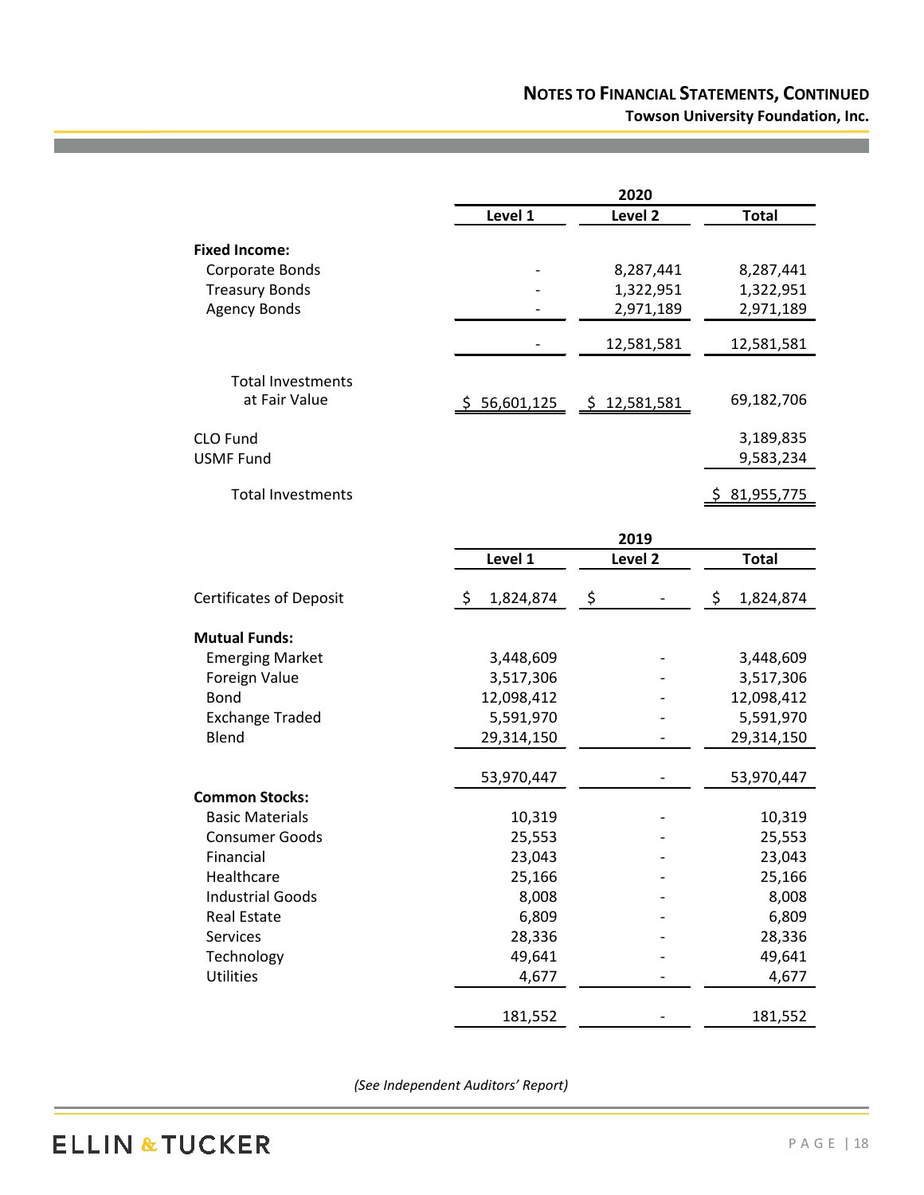| | 2020 | | |
|---|---|---|---|
| | Level 1 | Level 2 | Total |
| **Fixed Income:** | | | |
| Corporate Bonds | - | 8,287,441 | 8,287,441 |
| Treasury Bonds | - | 1,322,951 | 1,322,951 |
| Agency Bonds | - | 2,971,189 | 2,971,189 |
| | - | 12,581,581 | 12,581,581 |
| Total Investments at Fair Value | $ 56,601,125 | $ 12,581,581 | 69,182,706 |
| CLO Fund | | | 3,189,835 |
| USMF Fund | | | 9,583,234 |
| Total Investments | | | $ 81,955,775 |

| | 2019 | | |
|---|---|---|---|
| | Level 1 | Level 2 | Total |
| Certificates of Deposit | $ 1,824,874 | $ - | $ 1,824,874 |
| **Mutual Funds:** | | | |
| Emerging Market | 3,448,609 | - | 3,448,609 |
| Foreign Value | 3,517,306 | - | 3,517,306 |
| Bond | 12,098,412 | - | 12,098,412 |
| Exchange Traded | 5,591,970 | - | 5,591,970 |
| Blend | 29,314,150 | - | 29,314,150 |
| | 53,970,447 | - | 53,970,447 |
| **Common Stocks:** | | | |
| Basic Materials | 10,319 | - | 10,319 |
| Consumer Goods | 25,553 | - | 25,553 |
| Financial | 23,043 | - | 23,043 |
| Healthcare | 25,166 | - | 25,166 |
| Industrial Goods | 8,008 | - | 8,008 |
| Real Estate | 6,809 | - | 6,809 |
| Services | 28,336 | - | 28,336 |
| Technology | 49,641 | - | 49,641 |
| Utilities | 4,677 | - | 4,677 |
| | 181,552 | - | 181,552 |

*(See Independent Auditors' Report)*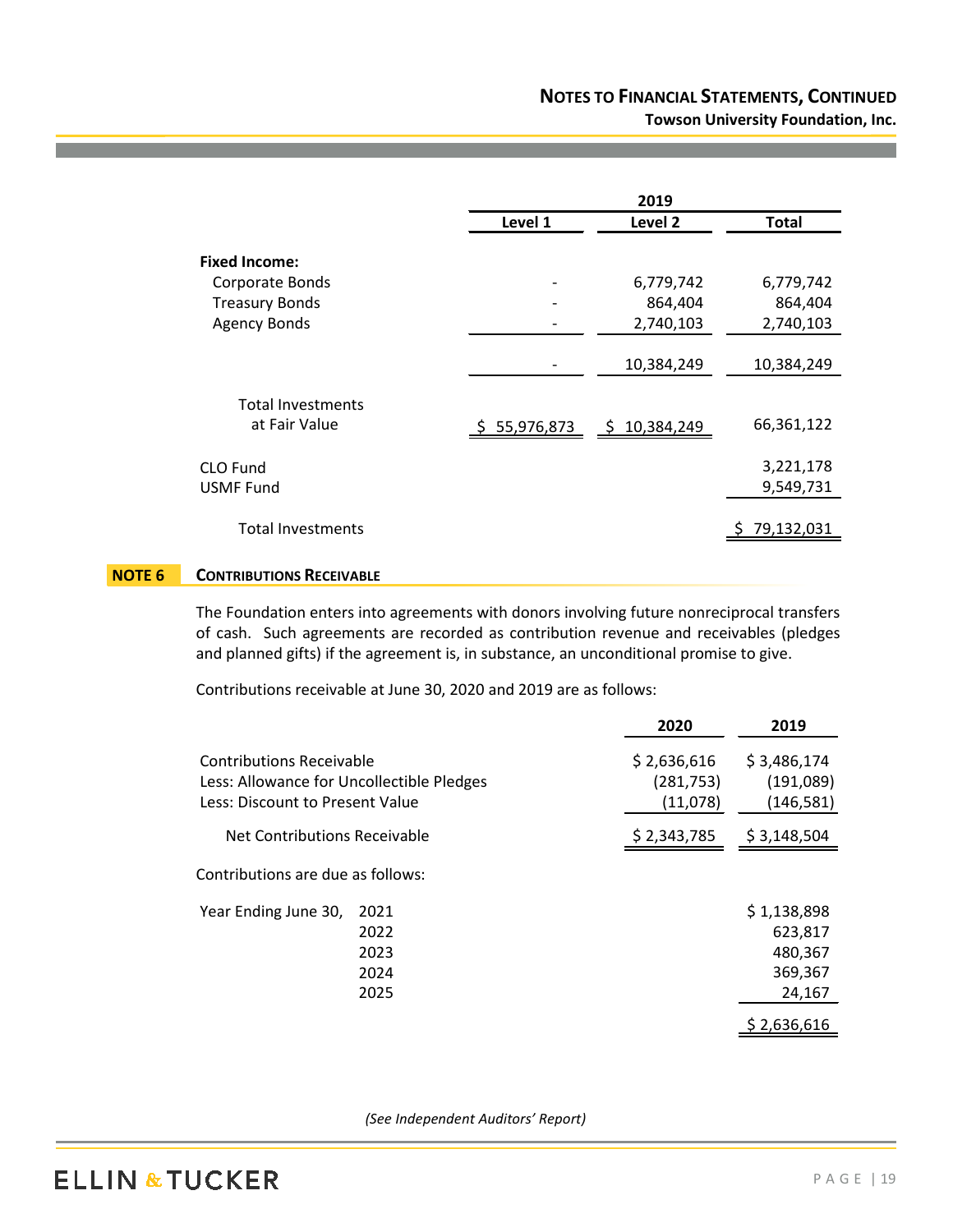| | 2019 | | |
|---|---|---|---|
| | Level 1 | Level 2 | Total |
| **Fixed Income:** | | | |
| Corporate Bonds | - | 6,779,742 | 6,779,742 |
| Treasury Bonds | - | 864,404 | 864,404 |
| Agency Bonds | - | 2,740,103 | 2,740,103 |
| | - | 10,384,249 | 10,384,249 |
| Total Investments at Fair Value | $ 55,976,873 | $ 10,384,249 | 66,361,122 |
| CLO Fund | | | 3,221,178 |
| USMF Fund | | | 9,549,731 |
| Total Investments | | | $ 79,132,031 |

## NOTE 6 CONTRIBUTIONS RECEIVABLE

The Foundation enters into agreements with donors involving future nonreciprocal transfers of cash. Such agreements are recorded as contribution revenue and receivables (pledges and planned gifts) if the agreement is, in substance, an unconditional promise to give.

Contributions receivable at June 30, 2020 and 2019 are as follows:

| | 2020 | 2019 |
|---|---|---|
| Contributions Receivable | $ 2,636,616 | $ 3,486,174 |
| Less: Allowance for Uncollectible Pledges | (281,753) | (191,089) |
| Less: Discount to Present Value | (11,078) | (146,581) |
| Net Contributions Receivable | $ 2,343,785 | $ 3,148,504 |

Contributions are due as follows:

| Year Ending June 30, | | |
|---|---|---|
| | 2021 | $ 1,138,898 |
| | 2022 | 623,817 |
| | 2023 | 480,367 |
| | 2024 | 369,367 |
| | 2025 | 24,167 |
| | | $ 2,636,616 |

*(See Independent Auditors' Report)*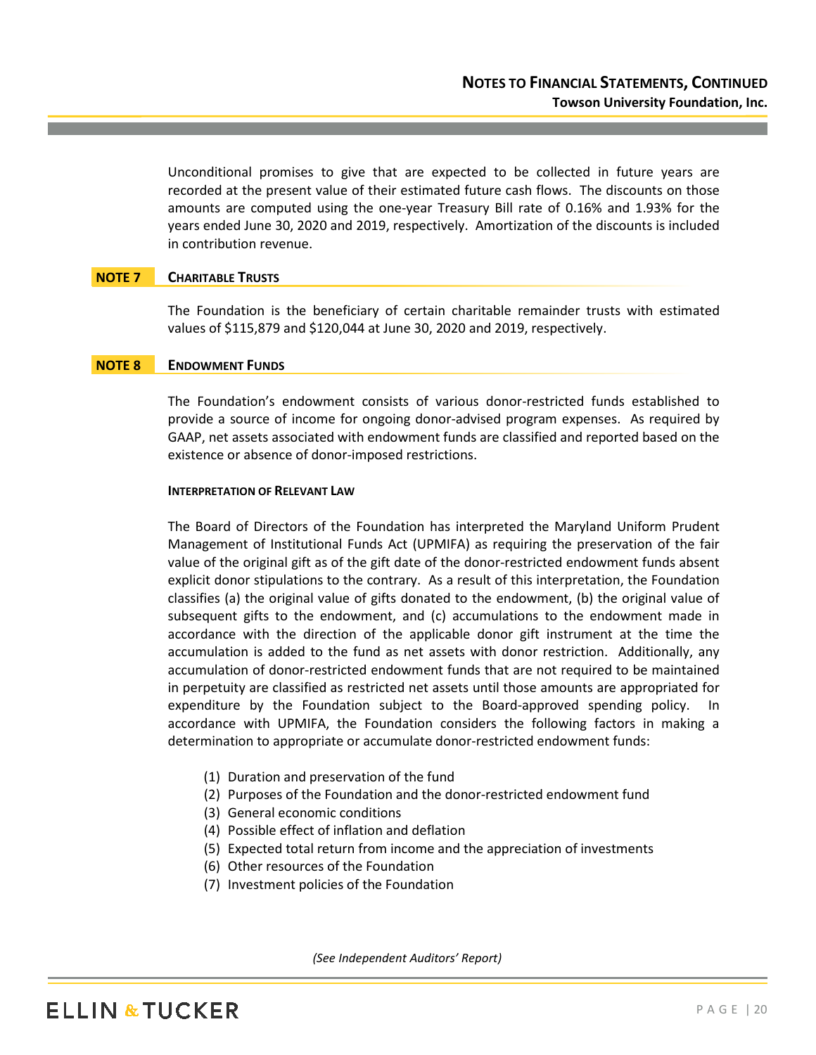Unconditional promises to give that are expected to be collected in future years are recorded at the present value of their estimated future cash flows. The discounts on those amounts are computed using the one-year Treasury Bill rate of 0.16% and 1.93% for the years ended June 30, 2020 and 2019, respectively. Amortization of the discounts is included in contribution revenue.

## NOTE 7 CHARITABLE TRUSTS

The Foundation is the beneficiary of certain charitable remainder trusts with estimated values of $115,879 and $120,044 at June 30, 2020 and 2019, respectively.

## NOTE 8 ENDOWMENT FUNDS

The Foundation's endowment consists of various donor-restricted funds established to provide a source of income for ongoing donor-advised program expenses. As required by GAAP, net assets associated with endowment funds are classified and reported based on the existence or absence of donor-imposed restrictions.

### INTERPRETATION OF RELEVANT LAW

The Board of Directors of the Foundation has interpreted the Maryland Uniform Prudent Management of Institutional Funds Act (UPMIFA) as requiring the preservation of the fair value of the original gift as of the gift date of the donor-restricted endowment funds absent explicit donor stipulations to the contrary. As a result of this interpretation, the Foundation classifies (a) the original value of gifts donated to the endowment, (b) the original value of subsequent gifts to the endowment, and (c) accumulations to the endowment made in accordance with the direction of the applicable donor gift instrument at the time the accumulation is added to the fund as net assets with donor restriction. Additionally, any accumulation of donor-restricted endowment funds that are not required to be maintained in perpetuity are classified as restricted net assets until those amounts are appropriated for expenditure by the Foundation subject to the Board-approved spending policy. In accordance with UPMIFA, the Foundation considers the following factors in making a determination to appropriate or accumulate donor-restricted endowment funds:

(1) Duration and preservation of the fund
(2) Purposes of the Foundation and the donor-restricted endowment fund
(3) General economic conditions
(4) Possible effect of inflation and deflation
(5) Expected total return from income and the appreciation of investments
(6) Other resources of the Foundation
(7) Investment policies of the Foundation

*(See Independent Auditors' Report)*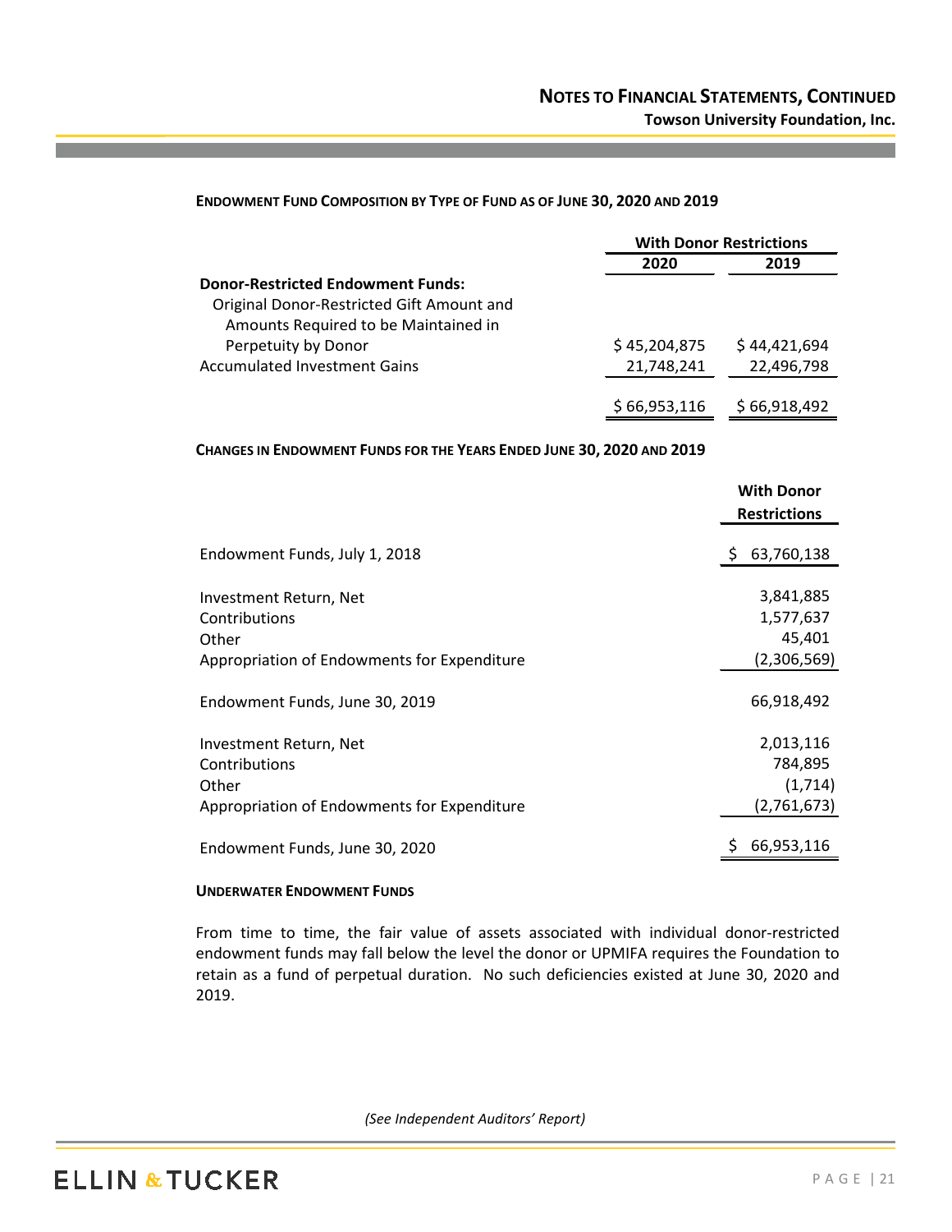**ENDOWMENT FUND COMPOSITION BY TYPE OF FUND AS OF JUNE 30, 2020 AND 2019**

| | With Donor Restrictions | |
|---|---|---|
| | 2020 | 2019 |
| **Donor-Restricted Endowment Funds:** | | |
| Original Donor-Restricted Gift Amount and Amounts Required to be Maintained in Perpetuity by Donor | $ 45,204,875 | $ 44,421,694 |
| Accumulated Investment Gains | 21,748,241 | 22,496,798 |
| | $ 66,953,116 | $ 66,918,492 |

**CHANGES IN ENDOWMENT FUNDS FOR THE YEARS ENDED JUNE 30, 2020 AND 2019**

| | With Donor Restrictions |
|---|---|
| Endowment Funds, July 1, 2018 | $ 63,760,138 |
| Investment Return, Net | 3,841,885 |
| Contributions | 1,577,637 |
| Other | 45,401 |
| Appropriation of Endowments for Expenditure | (2,306,569) |
| Endowment Funds, June 30, 2019 | 66,918,492 |
| Investment Return, Net | 2,013,116 |
| Contributions | 784,895 |
| Other | (1,714) |
| Appropriation of Endowments for Expenditure | (2,761,673) |
| Endowment Funds, June 30, 2020 | $ 66,953,116 |

**UNDERWATER ENDOWMENT FUNDS**

From time to time, the fair value of assets associated with individual donor-restricted endowment funds may fall below the level the donor or UPMIFA requires the Foundation to retain as a fund of perpetual duration. No such deficiencies existed at June 30, 2020 and 2019.

*(See Independent Auditors' Report)*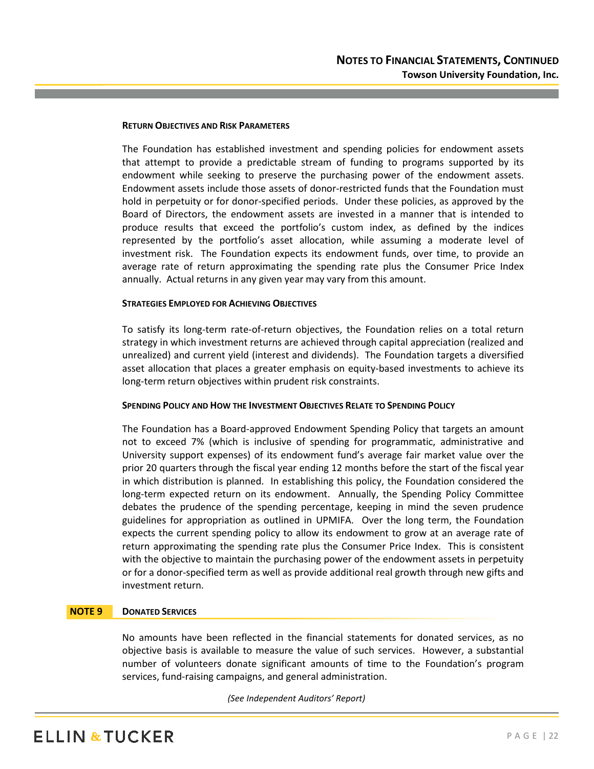#### RETURN OBJECTIVES AND RISK PARAMETERS

The Foundation has established investment and spending policies for endowment assets that attempt to provide a predictable stream of funding to programs supported by its endowment while seeking to preserve the purchasing power of the endowment assets. Endowment assets include those assets of donor-restricted funds that the Foundation must hold in perpetuity or for donor-specified periods. Under these policies, as approved by the Board of Directors, the endowment assets are invested in a manner that is intended to produce results that exceed the portfolio's custom index, as defined by the indices represented by the portfolio's asset allocation, while assuming a moderate level of investment risk. The Foundation expects its endowment funds, over time, to provide an average rate of return approximating the spending rate plus the Consumer Price Index annually. Actual returns in any given year may vary from this amount.

#### STRATEGIES EMPLOYED FOR ACHIEVING OBJECTIVES

To satisfy its long-term rate-of-return objectives, the Foundation relies on a total return strategy in which investment returns are achieved through capital appreciation (realized and unrealized) and current yield (interest and dividends). The Foundation targets a diversified asset allocation that places a greater emphasis on equity-based investments to achieve its long-term return objectives within prudent risk constraints.

#### SPENDING POLICY AND HOW THE INVESTMENT OBJECTIVES RELATE TO SPENDING POLICY

The Foundation has a Board-approved Endowment Spending Policy that targets an amount not to exceed 7% (which is inclusive of spending for programmatic, administrative and University support expenses) of its endowment fund's average fair market value over the prior 20 quarters through the fiscal year ending 12 months before the start of the fiscal year in which distribution is planned. In establishing this policy, the Foundation considered the long-term expected return on its endowment. Annually, the Spending Policy Committee debates the prudence of the spending percentage, keeping in mind the seven prudence guidelines for appropriation as outlined in UPMIFA. Over the long term, the Foundation expects the current spending policy to allow its endowment to grow at an average rate of return approximating the spending rate plus the Consumer Price Index. This is consistent with the objective to maintain the purchasing power of the endowment assets in perpetuity or for a donor-specified term as well as provide additional real growth through new gifts and investment return.

## NOTE 9 DONATED SERVICES

No amounts have been reflected in the financial statements for donated services, as no objective basis is available to measure the value of such services. However, a substantial number of volunteers donate significant amounts of time to the Foundation's program services, fund-raising campaigns, and general administration.

*(See Independent Auditors' Report)*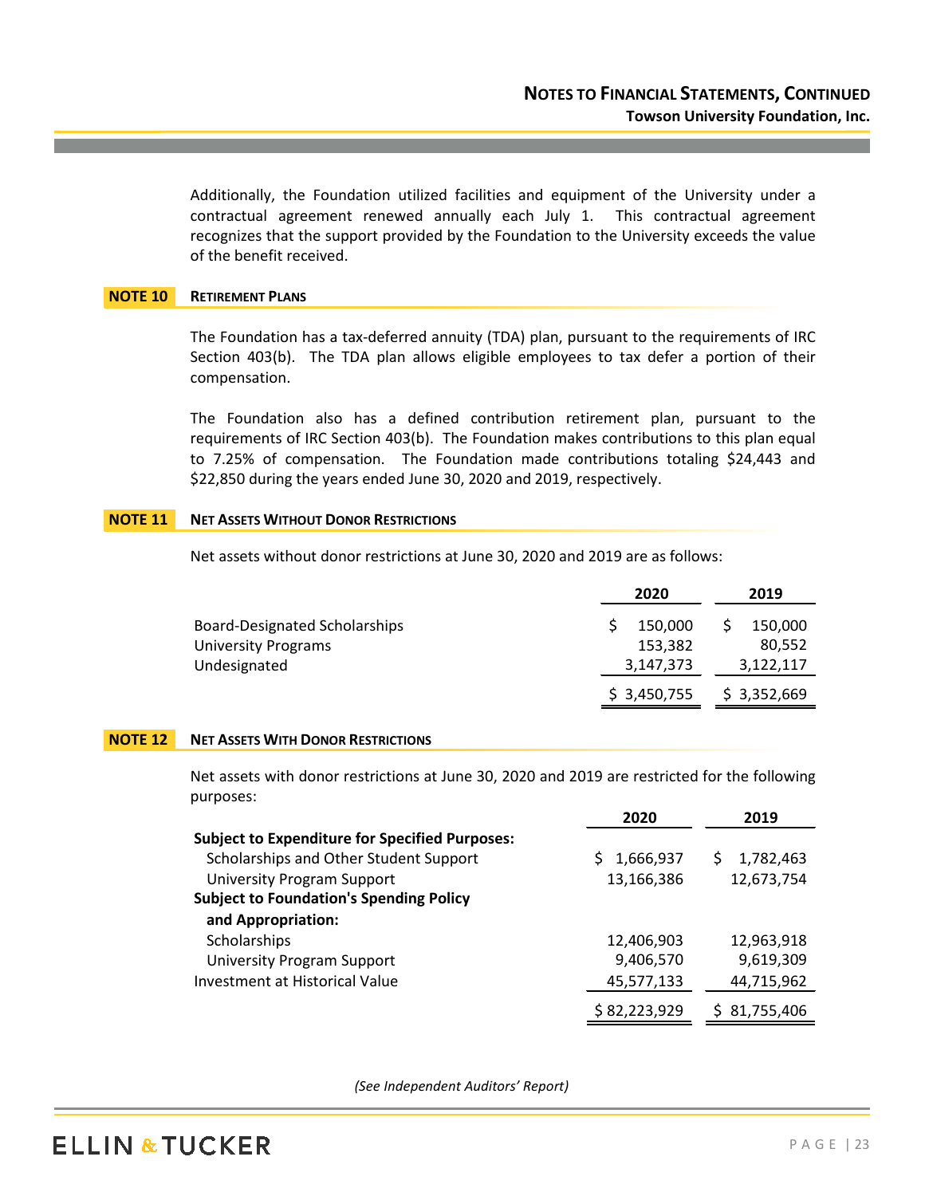Additionally, the Foundation utilized facilities and equipment of the University under a contractual agreement renewed annually each July 1. This contractual agreement recognizes that the support provided by the Foundation to the University exceeds the value of the benefit received.

## NOTE 10 RETIREMENT PLANS

The Foundation has a tax-deferred annuity (TDA) plan, pursuant to the requirements of IRC Section 403(b). The TDA plan allows eligible employees to tax defer a portion of their compensation.

The Foundation also has a defined contribution retirement plan, pursuant to the requirements of IRC Section 403(b). The Foundation makes contributions to this plan equal to 7.25% of compensation. The Foundation made contributions totaling $24,443 and $22,850 during the years ended June 30, 2020 and 2019, respectively.

## NOTE 11 NET ASSETS WITHOUT DONOR RESTRICTIONS

Net assets without donor restrictions at June 30, 2020 and 2019 are as follows:

| | 2020 | 2019 |
|---|---|---|
| Board-Designated Scholarships | $ 150,000 | $ 150,000 |
| University Programs | 153,382 | 80,552 |
| Undesignated | 3,147,373 | 3,122,117 |
| | $ 3,450,755 | $ 3,352,669 |

## NOTE 12 NET ASSETS WITH DONOR RESTRICTIONS

Net assets with donor restrictions at June 30, 2020 and 2019 are restricted for the following purposes:

| | 2020 | 2019 |
|---|---|---|
| **Subject to Expenditure for Specified Purposes:** | | |
| Scholarships and Other Student Support | $ 1,666,937 | $ 1,782,463 |
| University Program Support | 13,166,386 | 12,673,754 |
| **Subject to Foundation's Spending Policy and Appropriation:** | | |
| Scholarships | 12,406,903 | 12,963,918 |
| University Program Support | 9,406,570 | 9,619,309 |
| Investment at Historical Value | 45,577,133 | 44,715,962 |
| | $ 82,223,929 | $ 81,755,406 |

*(See Independent Auditors' Report)*